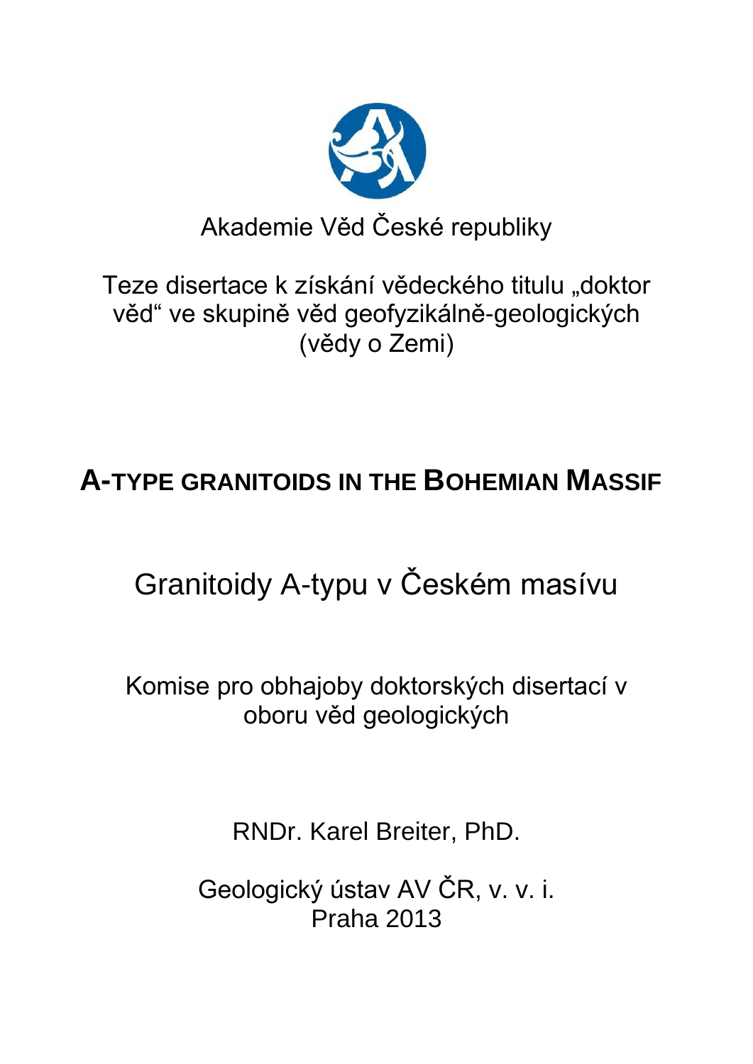Akademie Věd České republiky

Teze disertace k získání vědeckého titulu „doktor věd“ ve skupině věd geofyzikálně-geologických (vědy o Zemi)

# A-TYPE GRANITOIDS IN THE BOHEMIAN MASSIF

## Granitoidy A-typu v Českém masívu

Komise pro obhajoby doktorských disertací v oboru věd geologických

RNDr. Karel Breiter, PhD.

Geologický ústav AV ČR, v. v. i.
Praha 2013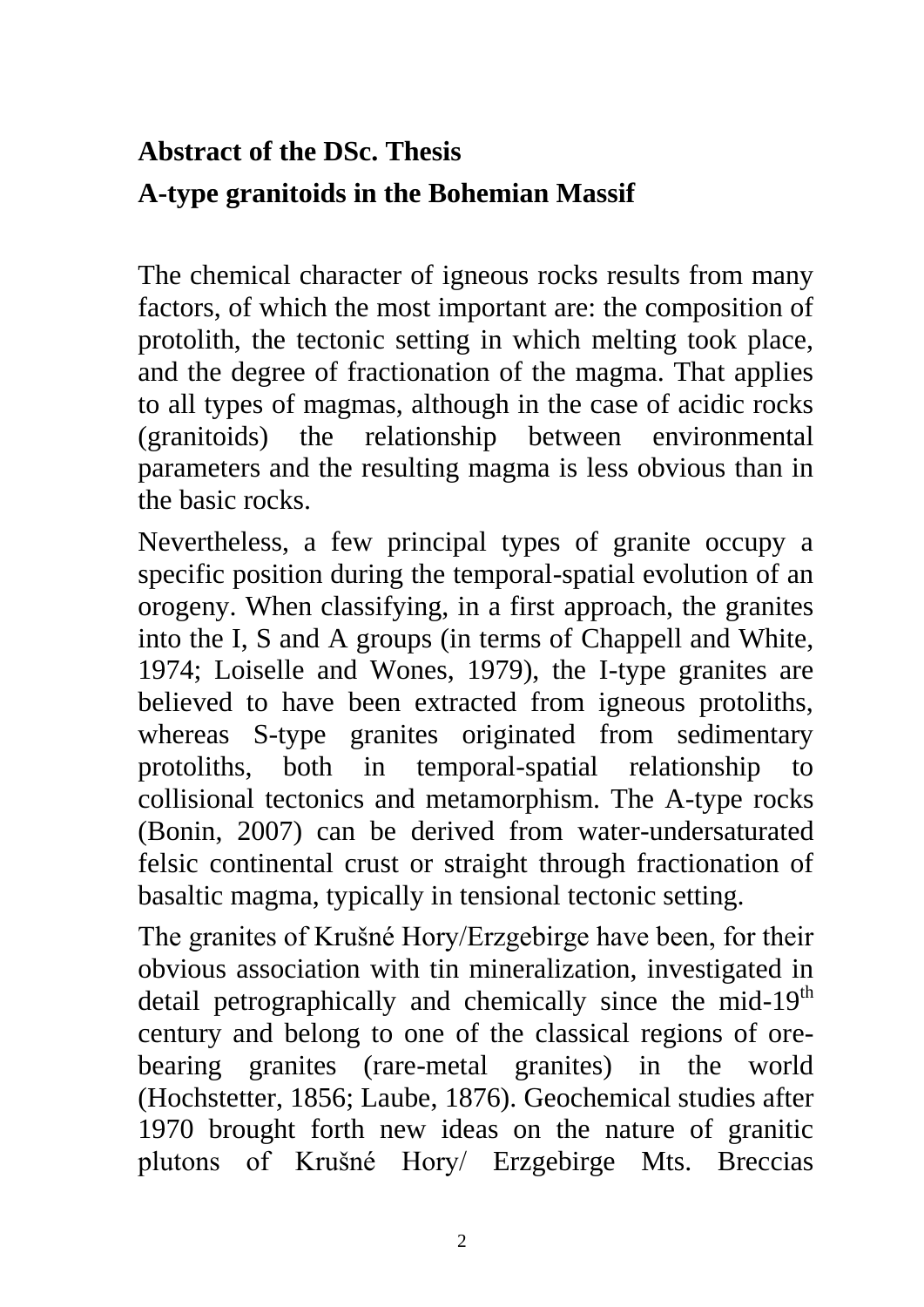## Abstract of the DSc. Thesis

## A-type granitoids in the Bohemian Massif

The chemical character of igneous rocks results from many factors, of which the most important are: the composition of protolith, the tectonic setting in which melting took place, and the degree of fractionation of the magma. That applies to all types of magmas, although in the case of acidic rocks (granitoids) the relationship between environmental parameters and the resulting magma is less obvious than in the basic rocks.

Nevertheless, a few principal types of granite occupy a specific position during the temporal-spatial evolution of an orogeny. When classifying, in a first approach, the granites into the I, S and A groups (in terms of Chappell and White, 1974; Loiselle and Wones, 1979), the I-type granites are believed to have been extracted from igneous protoliths, whereas S-type granites originated from sedimentary protoliths, both in temporal-spatial relationship to collisional tectonics and metamorphism. The A-type rocks (Bonin, 2007) can be derived from water-undersaturated felsic continental crust or straight through fractionation of basaltic magma, typically in tensional tectonic setting.

The granites of Krušné Hory/Erzgebirge have been, for their obvious association with tin mineralization, investigated in detail petrographically and chemically since the mid-19$^{th}$ century and belong to one of the classical regions of ore-bearing granites (rare-metal granites) in the world (Hochstetter, 1856; Laube, 1876). Geochemical studies after 1970 brought forth new ideas on the nature of granitic plutons of Krušné Hory/ Erzgebirge Mts. Breccias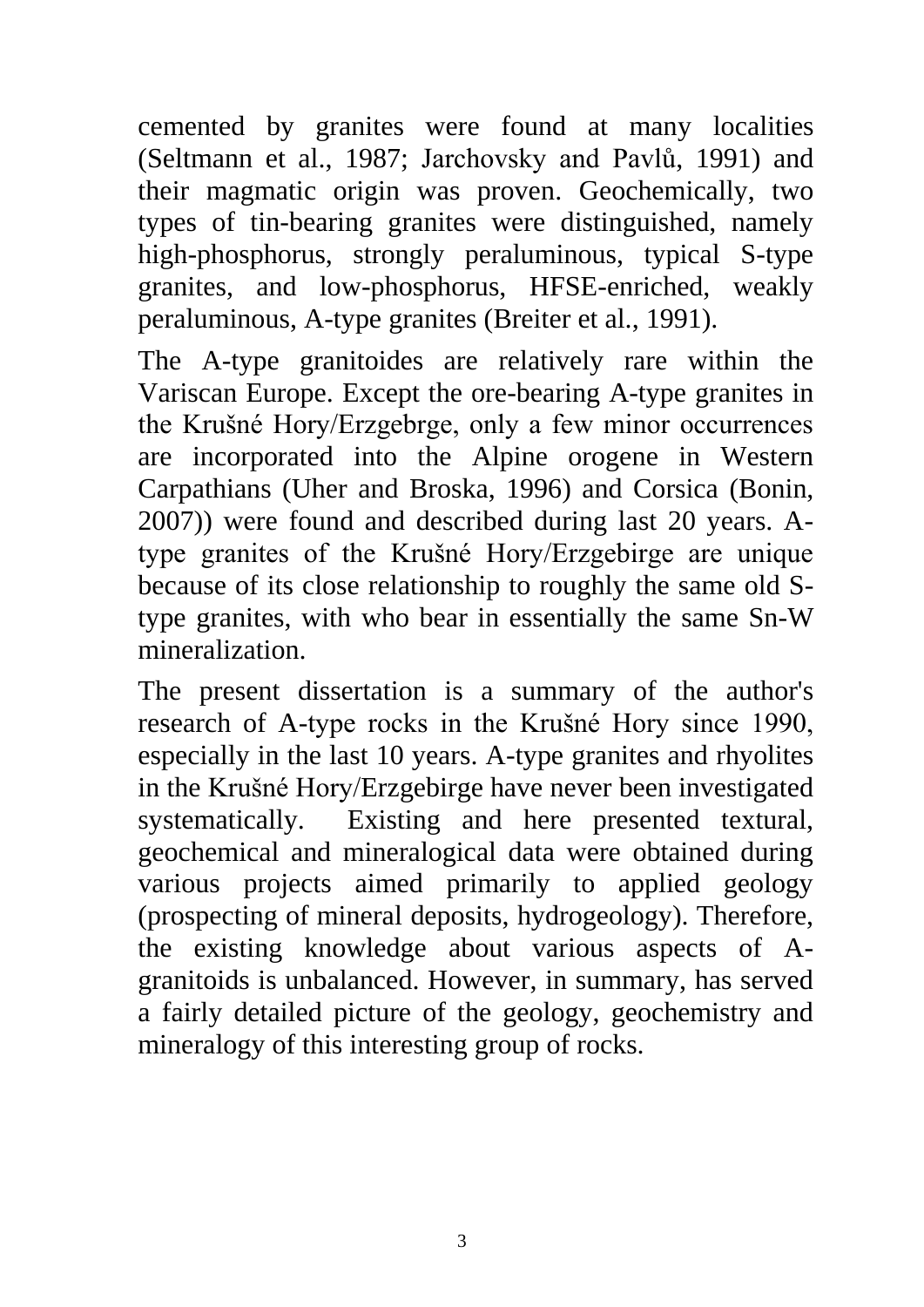cemented by granites were found at many localities (Seltmann et al., 1987; Jarchovsky and Pavlů, 1991) and their magmatic origin was proven. Geochemically, two types of tin-bearing granites were distinguished, namely high-phosphorus, strongly peraluminous, typical S-type granites, and low-phosphorus, HFSE-enriched, weakly peraluminous, A-type granites (Breiter et al., 1991).

The A-type granitoides are relatively rare within the Variscan Europe. Except the ore-bearing A-type granites in the Krušné Hory/Erzgebrge, only a few minor occurrences are incorporated into the Alpine orogene in Western Carpathians (Uher and Broska, 1996) and Corsica (Bonin, 2007)) were found and described during last 20 years. A-type granites of the Krušné Hory/Erzgebirge are unique because of its close relationship to roughly the same old S-type granites, with who bear in essentially the same Sn-W mineralization.

The present dissertation is a summary of the author's research of A-type rocks in the Krušné Hory since 1990, especially in the last 10 years. A-type granites and rhyolites in the Krušné Hory/Erzgebirge have never been investigated systematically. Existing and here presented textural, geochemical and mineralogical data were obtained during various projects aimed primarily to applied geology (prospecting of mineral deposits, hydrogeology). Therefore, the existing knowledge about various aspects of A-granitoids is unbalanced. However, in summary, has served a fairly detailed picture of the geology, geochemistry and mineralogy of this interesting group of rocks.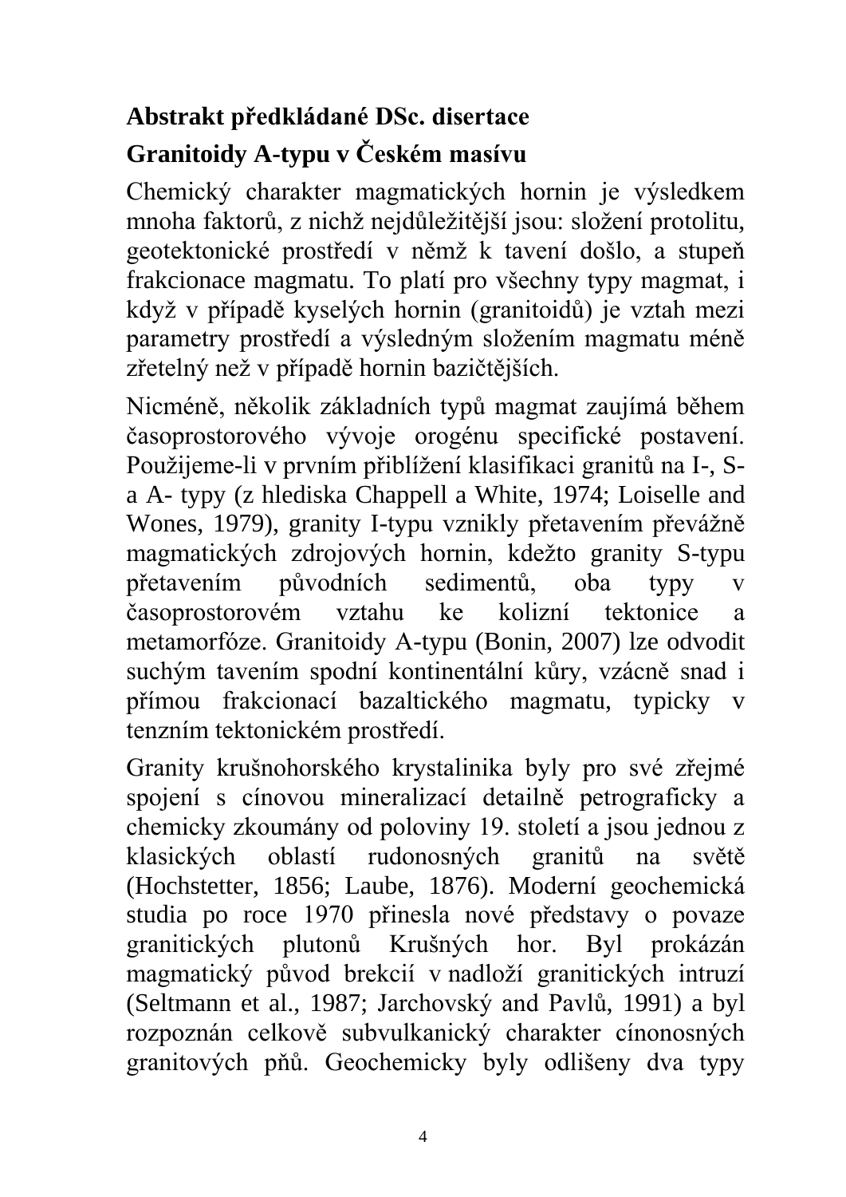## Abstrakt předkládané DSc. disertace

## Granitoidy A-typu v Českém masívu

Chemický charakter magmatických hornin je výsledkem mnoha faktorů, z nichž nejdůležitější jsou: složení protolitu, geotektonické prostředí v němž k tavení došlo, a stupeň frakcionace magmatu. To platí pro všechny typy magmat, i když v případě kyselých hornin (granitoidů) je vztah mezi parametry prostředí a výsledným složením magmatu méně zřetelný než v případě hornin bazičtějších.

Nicméně, několik základních typů magmat zaujímá během časoprostorového vývoje orogénu specifické postavení. Použijeme-li v prvním přiblížení klasifikaci granitů na I-, S- a A- typy (z hlediska Chappell a White, 1974; Loiselle and Wones, 1979), granity I-typu vznikly přetavením převážně magmatických zdrojových hornin, kdežto granity S-typu přetavením původních sedimentů, oba typy v časoprostorovém vztahu ke kolizní tektonice a metamorfóze. Granitoidy A-typu (Bonin, 2007) lze odvodit suchým tavením spodní kontinentální kůry, vzácně snad i přímou frakcionací bazaltického magmatu, typicky v tenzním tektonickém prostředí.

Granity krušnohorského krystalinika byly pro své zřejmé spojení s cínovou mineralizací detailně petrograficky a chemicky zkoumány od poloviny 19. století a jsou jednou z klasických oblastí rudonosných granitů na světě (Hochstetter, 1856; Laube, 1876). Moderní geochemická studia po roce 1970 přinesla nové představy o povaze granitických plutonů Krušných hor. Byl prokázán magmatický původ brekcií v nadloží granitických intruzí (Seltmann et al., 1987; Jarchovský and Pavlů, 1991) a byl rozpoznán celkově subvulkanický charakter cínonosných granitových pňů. Geochemicky byly odlišeny dva typy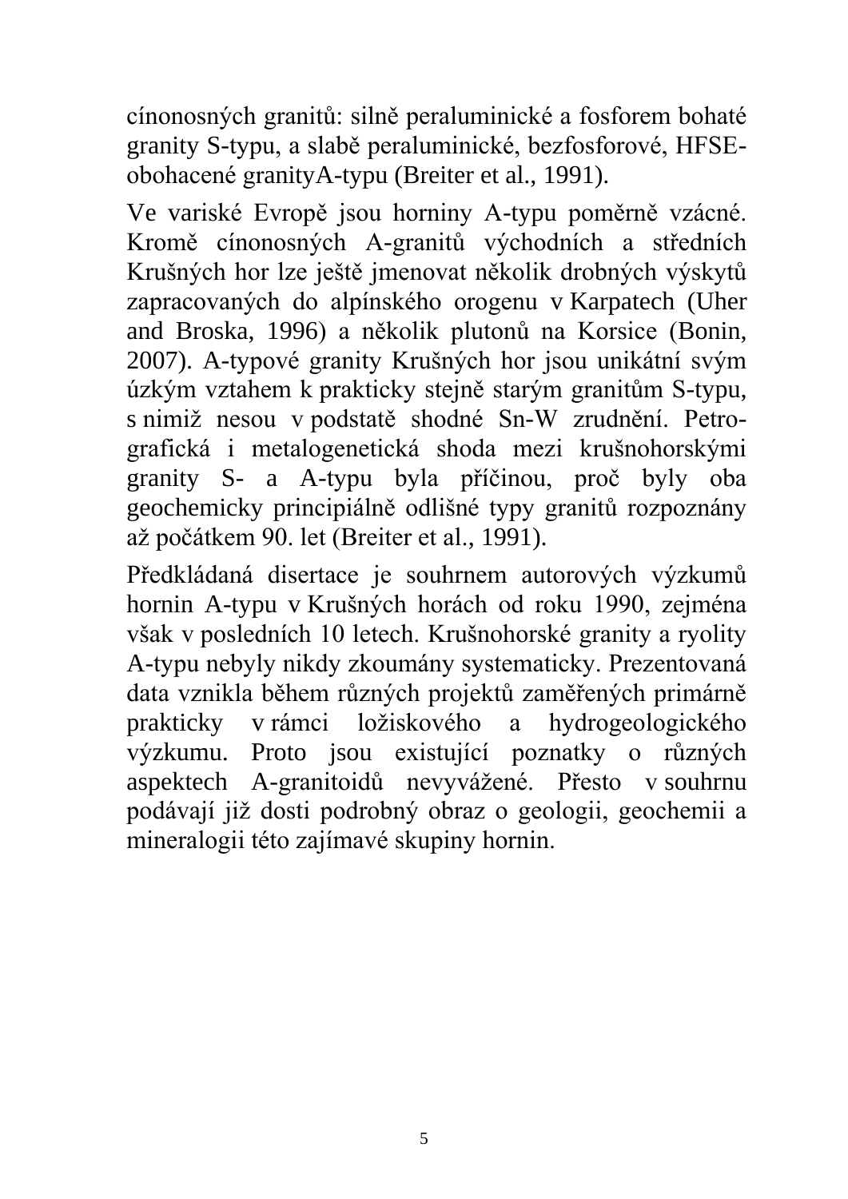cínonosných granitů: silně peraluminické a fosforem bohaté granity S-typu, a slabě peraluminické, bezfosforové, HFSE-obohacené granityA-typu (Breiter et al., 1991).

Ve variské Evropě jsou horniny A-typu poměrně vzácné. Kromě cínonosných A-granitů východních a středních Krušných hor lze ještě jmenovat několik drobných výskytů zapracovaných do alpínského orogenu v Karpatech (Uher and Broska, 1996) a několik plutonů na Korsice (Bonin, 2007). A-typové granity Krušných hor jsou unikátní svým úzkým vztahem k prakticky stejně starým granitům S-typu, s nimiž nesou v podstatě shodné Sn-W zrudnění. Petrografická i metalogenetická shoda mezi krušnohorskými granity S- a A-typu byla příčinou, proč byly oba geochemicky principiálně odlišné typy granitů rozpoznány až počátkem 90. let (Breiter et al., 1991).

Předkládaná disertace je souhrnem autorových výzkumů hornin A-typu v Krušných horách od roku 1990, zejména však v posledních 10 letech. Krušnohorské granity a ryolity A-typu nebyly nikdy zkoumány systematicky. Prezentovaná data vznikla během různých projektů zaměřených primárně prakticky v rámci ložiskového a hydrogeologického výzkumu. Proto jsou existující poznatky o různých aspektech A-granitoidů nevyvážené. Přesto v souhrnu podávají již dosti podrobný obraz o geologii, geochemii a mineralogii této zajímavé skupiny hornin.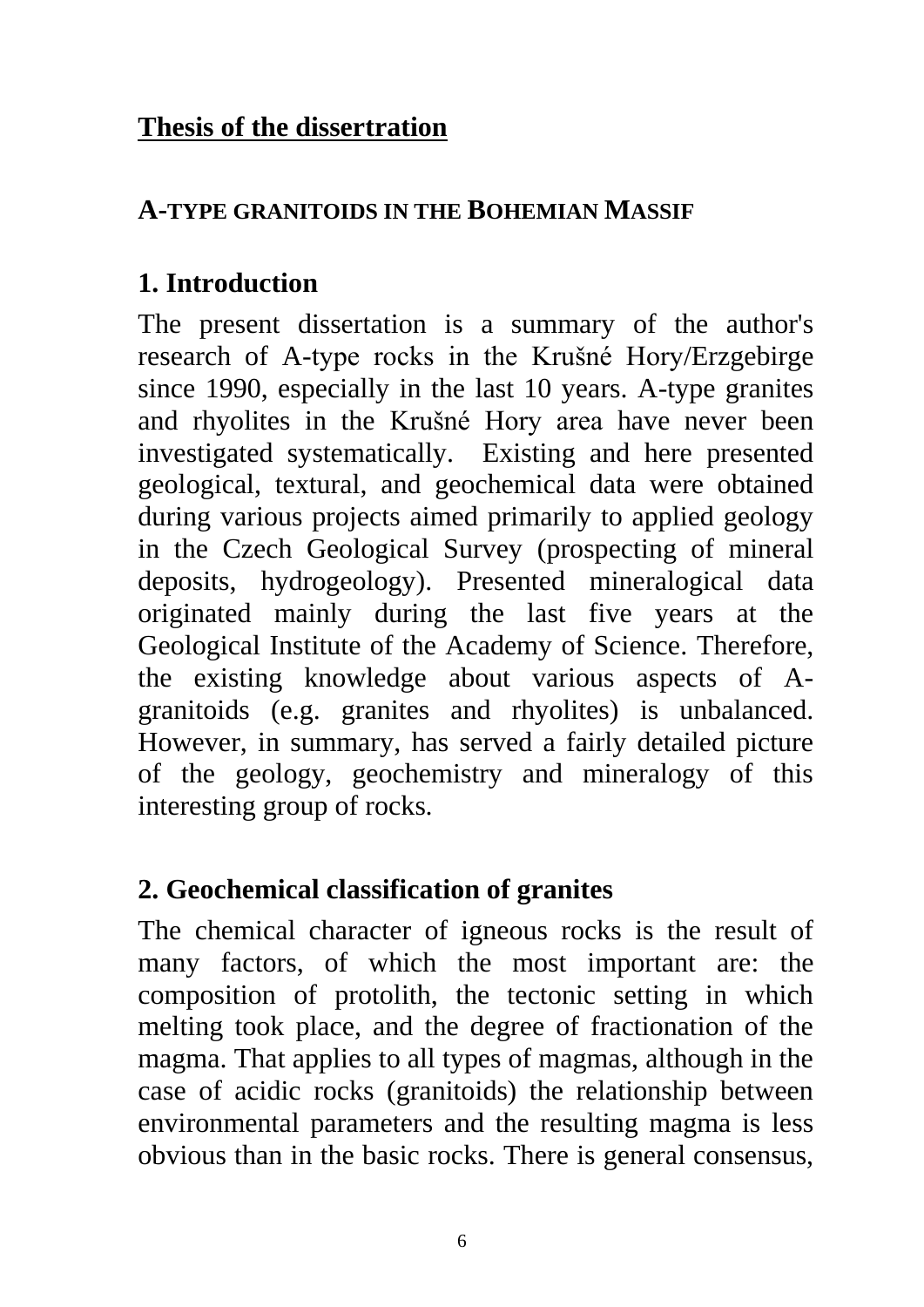## Thesis of the dissertration

### A-TYPE GRANITOIDS IN THE BOHEMIAN MASSIF

## 1. Introduction

The present dissertation is a summary of the author's research of A-type rocks in the Krušné Hory/Erzgebirge since 1990, especially in the last 10 years. A-type granites and rhyolites in the Krušné Hory area have never been investigated systematically. Existing and here presented geological, textural, and geochemical data were obtained during various projects aimed primarily to applied geology in the Czech Geological Survey (prospecting of mineral deposits, hydrogeology). Presented mineralogical data originated mainly during the last five years at the Geological Institute of the Academy of Science. Therefore, the existing knowledge about various aspects of A-granitoids (e.g. granites and rhyolites) is unbalanced. However, in summary, has served a fairly detailed picture of the geology, geochemistry and mineralogy of this interesting group of rocks.

## 2. Geochemical classification of granites

The chemical character of igneous rocks is the result of many factors, of which the most important are: the composition of protolith, the tectonic setting in which melting took place, and the degree of fractionation of the magma. That applies to all types of magmas, although in the case of acidic rocks (granitoids) the relationship between environmental parameters and the resulting magma is less obvious than in the basic rocks. There is general consensus,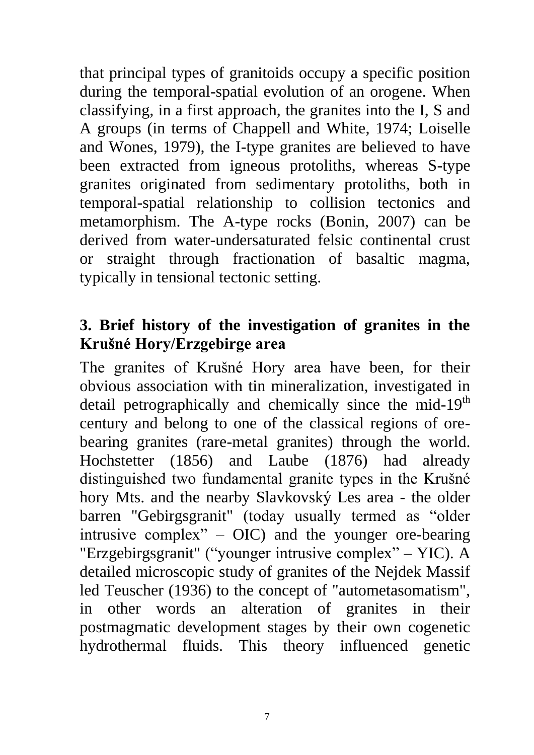that principal types of granitoids occupy a specific position during the temporal-spatial evolution of an orogene. When classifying, in a first approach, the granites into the I, S and A groups (in terms of Chappell and White, 1974; Loiselle and Wones, 1979), the I-type granites are believed to have been extracted from igneous protoliths, whereas S-type granites originated from sedimentary protoliths, both in temporal-spatial relationship to collision tectonics and metamorphism. The A-type rocks (Bonin, 2007) can be derived from water-undersaturated felsic continental crust or straight through fractionation of basaltic magma, typically in tensional tectonic setting.

## 3. Brief history of the investigation of granites in the Krušné Hory/Erzgebirge area

The granites of Krušné Hory area have been, for their obvious association with tin mineralization, investigated in detail petrographically and chemically since the mid-19$^{th}$ century and belong to one of the classical regions of ore-bearing granites (rare-metal granites) through the world. Hochstetter (1856) and Laube (1876) had already distinguished two fundamental granite types in the Krušné hory Mts. and the nearby Slavkovský Les area - the older barren "Gebirgsgranit" (today usually termed as "older intrusive complex" – OIC) and the younger ore-bearing "Erzgebirgsgranit" ("younger intrusive complex" – YIC). A detailed microscopic study of granites of the Nejdek Massif led Teuscher (1936) to the concept of "autometasomatism", in other words an alteration of granites in their postmagmatic development stages by their own cogenetic hydrothermal fluids. This theory influenced genetic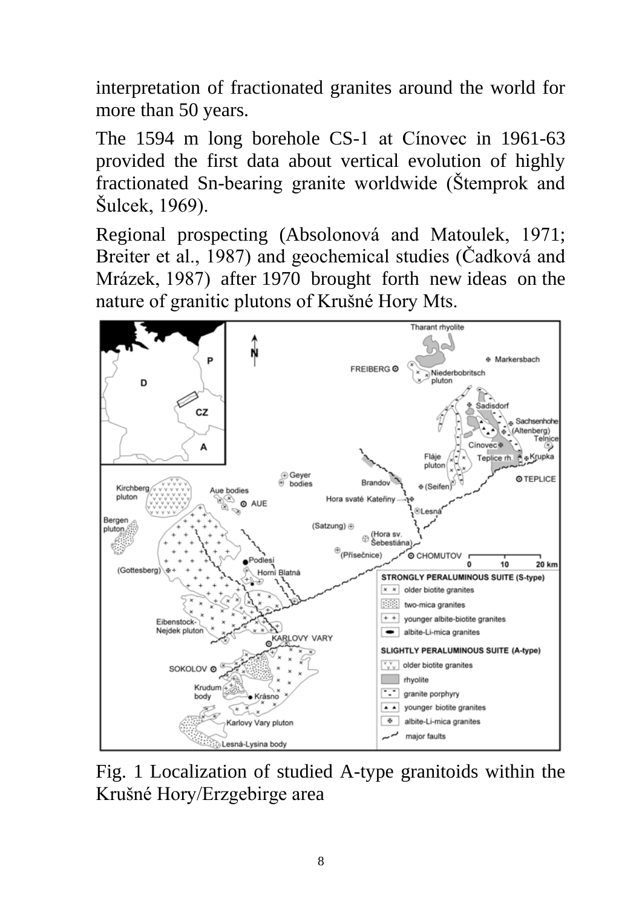interpretation of fractionated granites around the world for more than 50 years.

The 1594 m long borehole CS-1 at Cínovec in 1961-63 provided the first data about vertical evolution of highly fractionated Sn-bearing granite worldwide (Štemprok and Šulcek, 1969).

Regional prospecting (Absolonová and Matoulek, 1971; Breiter et al., 1987) and geochemical studies (Čadková and Mrázek, 1987) after 1970 brought forth new ideas on the nature of granitic plutons of Krušné Hory Mts.

Tharant rhyolite
Markersbach
FREIBERG
Niederbobritsch pluton
Sadisdorf
Sachsenhohe
(Altenberg)
Telnice
Cínovec
Krupka
Fláje pluton
Teplice rh.
TEPLICE
Geyer bodies
Brandov
(Seifen)
Kirchberg pluton
Aue bodies
AUE
Hora svaté Kateřiny
Lesná
Bergen pluton
(Satzung)
(Hora sv. Šebestiána)
(Přísečnice)
CHOMUTOV
0 10 20 km
Podlesí
(Gottesberg)
Horní Blatná
Eibenstock-Nejdek pluton
KARLOVY VARY
SOKOLOV
Krudum body
Krásno
Karlovy Vary pluton
Lesná-Lysina body
D
P
CZ
A
N

STRONGLY PERALUMINOUS SUITE (S-type)
older biotite granites
two-mica granites
younger albite-biotite granites
albite-Li-mica granites
SLIGHTLY PERALUMINOUS SUITE (A-type)
older biotite granites
rhyolite
granite porphyry
younger biotite granites
albite-Li-mica granites
major faults

Fig. 1 Localization of studied A-type granitoids within the Krušné Hory/Erzgebirge area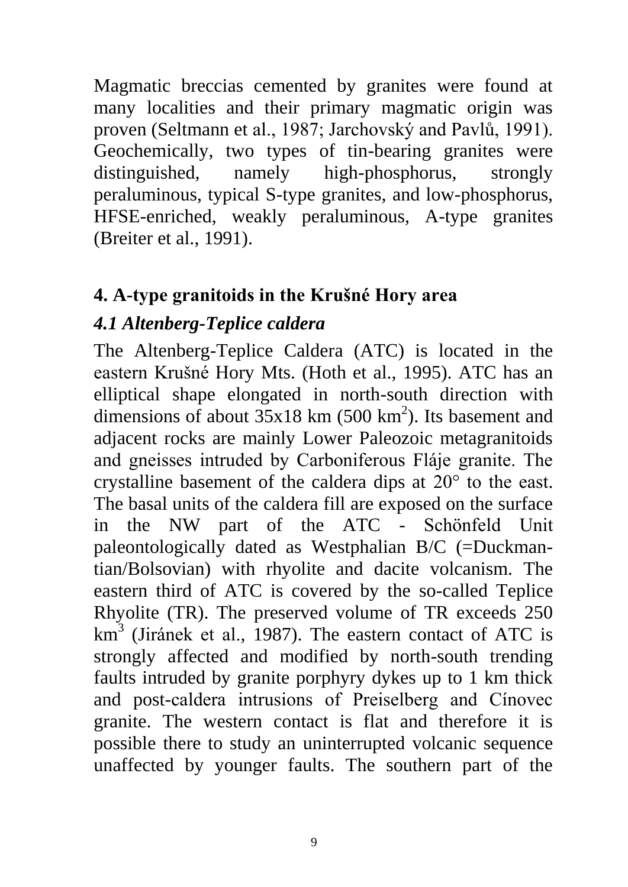Magmatic breccias cemented by granites were found at many localities and their primary magmatic origin was proven (Seltmann et al., 1987; Jarchovský and Pavlů, 1991). Geochemically, two types of tin-bearing granites were distinguished, namely high-phosphorus, strongly peraluminous, typical S-type granites, and low-phosphorus, HFSE-enriched, weakly peraluminous, A-type granites (Breiter et al., 1991).

## 4. A-type granitoids in the Krušné Hory area

### *4.1 Altenberg-Teplice caldera*

The Altenberg-Teplice Caldera (ATC) is located in the eastern Krušné Hory Mts. (Hoth et al., 1995). ATC has an elliptical shape elongated in north-south direction with dimensions of about 35x18 km (500 km$^2$). Its basement and adjacent rocks are mainly Lower Paleozoic metagranitoids and gneisses intruded by Carboniferous Fláje granite. The crystalline basement of the caldera dips at 20° to the east. The basal units of the caldera fill are exposed on the surface in the NW part of the ATC - Schönfeld Unit paleontologically dated as Westphalian B/C (=Duckmantian/Bolsovian) with rhyolite and dacite volcanism. The eastern third of ATC is covered by the so-called Teplice Rhyolite (TR). The preserved volume of TR exceeds 250 km$^3$ (Jiránek et al., 1987). The eastern contact of ATC is strongly affected and modified by north-south trending faults intruded by granite porphyry dykes up to 1 km thick and post-caldera intrusions of Preiselberg and Cínovec granite. The western contact is flat and therefore it is possible there to study an uninterrupted volcanic sequence unaffected by younger faults. The southern part of the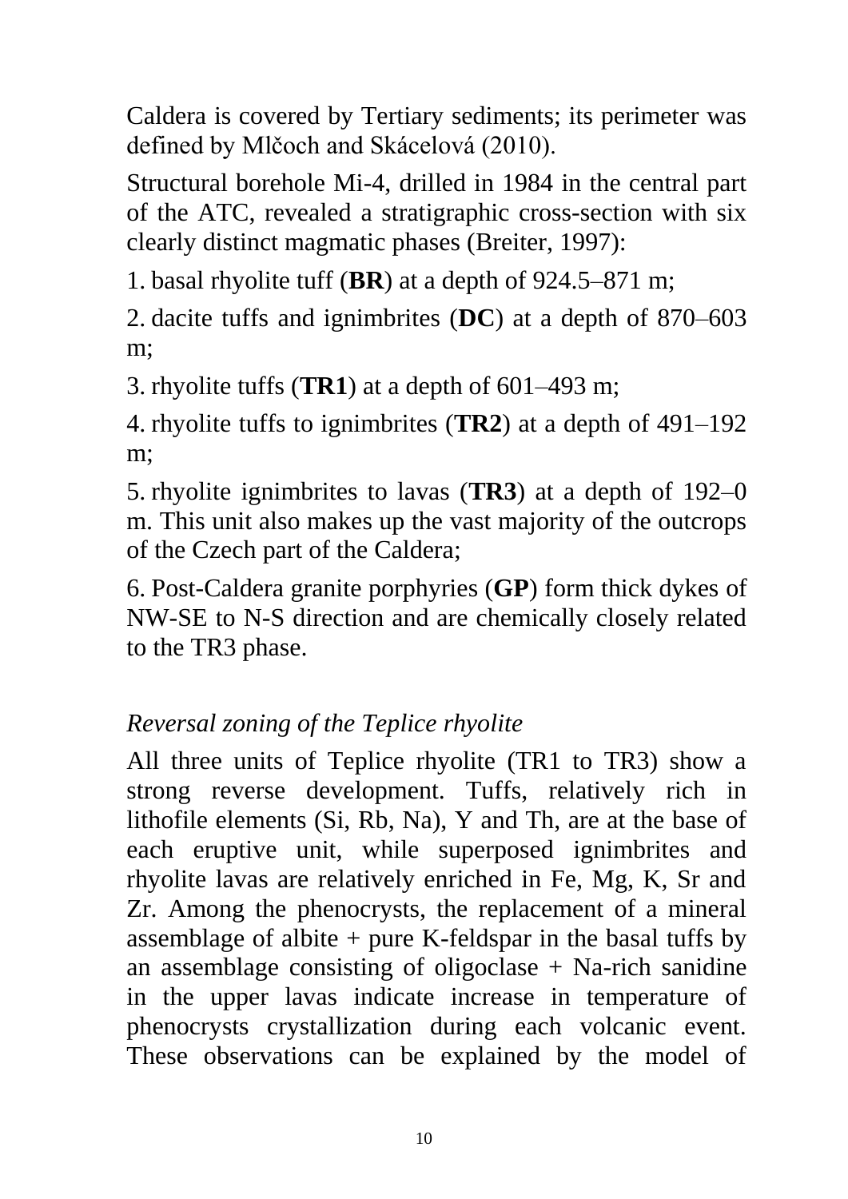Caldera is covered by Tertiary sediments; its perimeter was defined by Mlčoch and Skácelová (2010).

Structural borehole Mi-4, drilled in 1984 in the central part of the ATC, revealed a stratigraphic cross-section with six clearly distinct magmatic phases (Breiter, 1997):

1. basal rhyolite tuff (**BR**) at a depth of 924.5–871 m;
2. dacite tuffs and ignimbrites (**DC**) at a depth of 870–603 m;
3. rhyolite tuffs (**TR1**) at a depth of 601–493 m;
4. rhyolite tuffs to ignimbrites (**TR2**) at a depth of 491–192 m;
5. rhyolite ignimbrites to lavas (**TR3**) at a depth of 192–0 m. This unit also makes up the vast majority of the outcrops of the Czech part of the Caldera;
6. Post-Caldera granite porphyries (**GP**) form thick dykes of NW-SE to N-S direction and are chemically closely related to the TR3 phase.

*Reversal zoning of the Teplice rhyolite*

All three units of Teplice rhyolite (TR1 to TR3) show a strong reverse development. Tuffs, relatively rich in lithofile elements (Si, Rb, Na), Y and Th, are at the base of each eruptive unit, while superposed ignimbrites and rhyolite lavas are relatively enriched in Fe, Mg, K, Sr and Zr. Among the phenocrysts, the replacement of a mineral assemblage of albite + pure K-feldspar in the basal tuffs by an assemblage consisting of oligoclase + Na-rich sanidine in the upper lavas indicate increase in temperature of phenocrysts crystallization during each volcanic event. These observations can be explained by the model of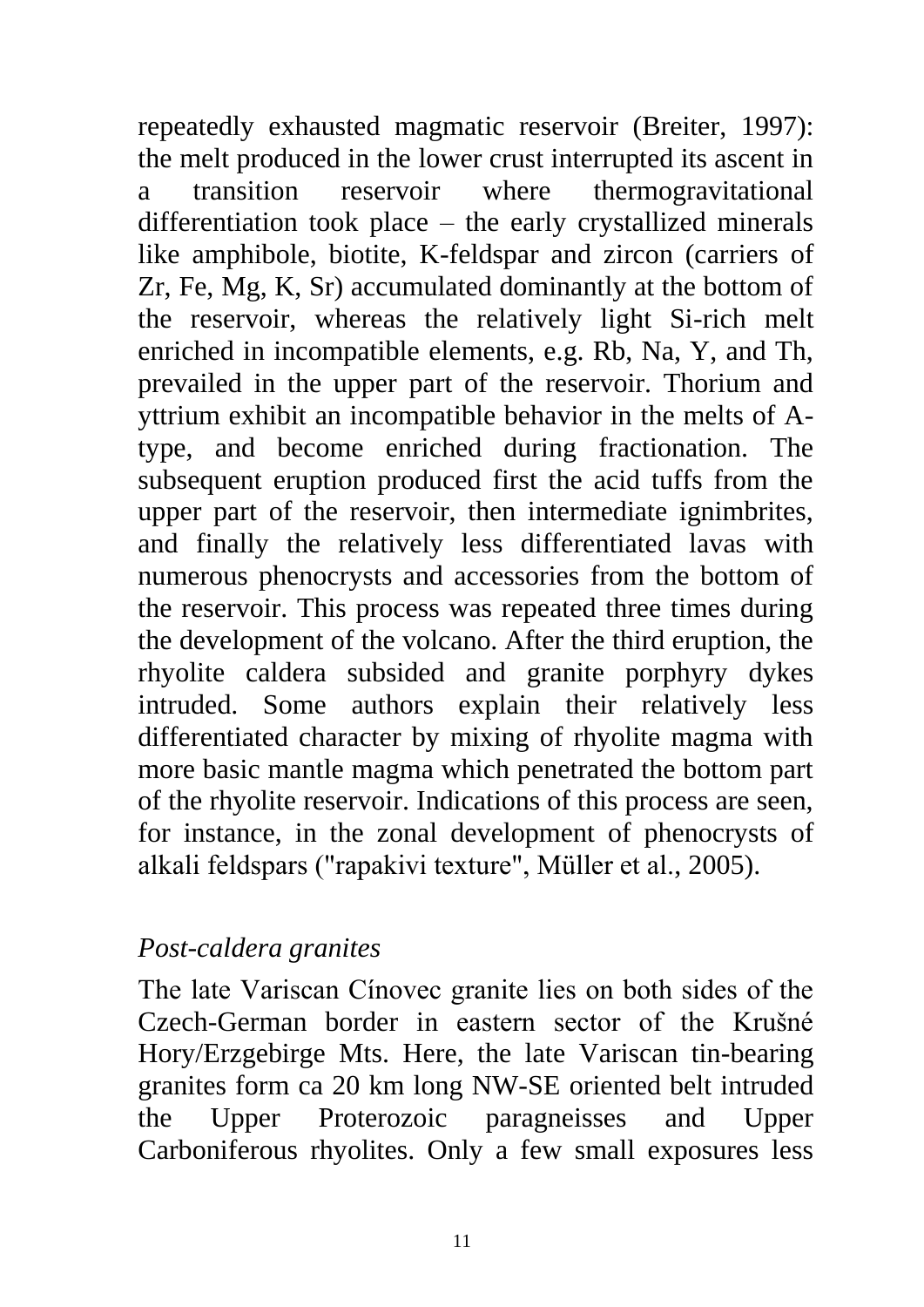repeatedly exhausted magmatic reservoir (Breiter, 1997): the melt produced in the lower crust interrupted its ascent in a transition reservoir where thermogravitational differentiation took place – the early crystallized minerals like amphibole, biotite, K-feldspar and zircon (carriers of Zr, Fe, Mg, K, Sr) accumulated dominantly at the bottom of the reservoir, whereas the relatively light Si-rich melt enriched in incompatible elements, e.g. Rb, Na, Y, and Th, prevailed in the upper part of the reservoir. Thorium and yttrium exhibit an incompatible behavior in the melts of A-type, and become enriched during fractionation. The subsequent eruption produced first the acid tuffs from the upper part of the reservoir, then intermediate ignimbrites, and finally the relatively less differentiated lavas with numerous phenocrysts and accessories from the bottom of the reservoir. This process was repeated three times during the development of the volcano. After the third eruption, the rhyolite caldera subsided and granite porphyry dykes intruded. Some authors explain their relatively less differentiated character by mixing of rhyolite magma with more basic mantle magma which penetrated the bottom part of the rhyolite reservoir. Indications of this process are seen, for instance, in the zonal development of phenocrysts of alkali feldspars ("rapakivi texture", Müller et al., 2005).

*Post-caldera granites*

The late Variscan Cínovec granite lies on both sides of the Czech-German border in eastern sector of the Krušné Hory/Erzgebirge Mts. Here, the late Variscan tin-bearing granites form ca 20 km long NW-SE oriented belt intruded the Upper Proterozoic paragneisses and Upper Carboniferous rhyolites. Only a few small exposures less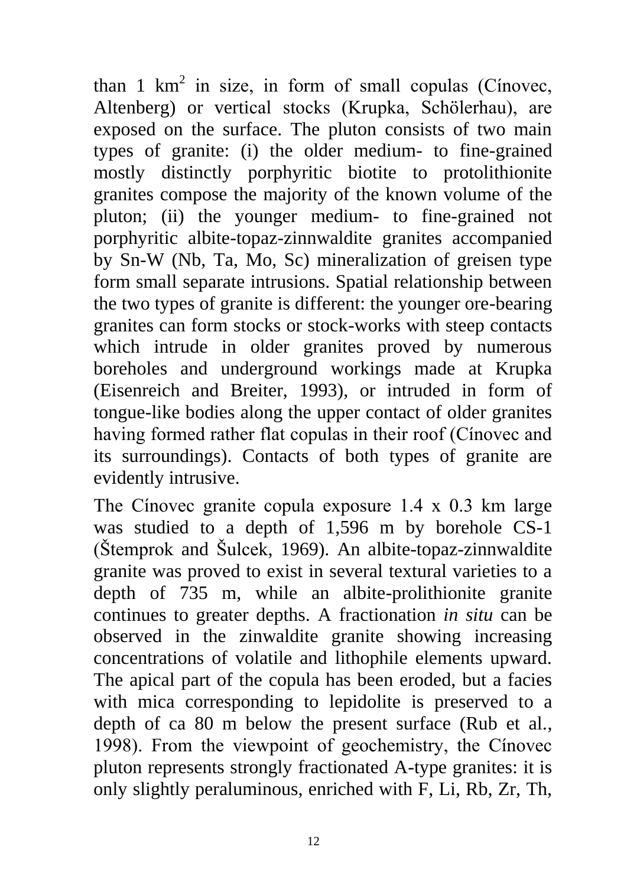than 1 km$^2$ in size, in form of small copulas (Cínovec, Altenberg) or vertical stocks (Krupka, Schölerhau), are exposed on the surface. The pluton consists of two main types of granite: (i) the older medium- to fine-grained mostly distinctly porphyritic biotite to protolithionite granites compose the majority of the known volume of the pluton; (ii) the younger medium- to fine-grained not porphyritic albite-topaz-zinnwaldite granites accompanied by Sn-W (Nb, Ta, Mo, Sc) mineralization of greisen type form small separate intrusions. Spatial relationship between the two types of granite is different: the younger ore-bearing granites can form stocks or stock-works with steep contacts which intrude in older granites proved by numerous boreholes and underground workings made at Krupka (Eisenreich and Breiter, 1993), or intruded in form of tongue-like bodies along the upper contact of older granites having formed rather flat copulas in their roof (Cínovec and its surroundings). Contacts of both types of granite are evidently intrusive.

The Cínovec granite copula exposure 1.4 x 0.3 km large was studied to a depth of 1,596 m by borehole CS-1 (Štemprok and Šulcek, 1969). An albite-topaz-zinnwaldite granite was proved to exist in several textural varieties to a depth of 735 m, while an albite-prolithionite granite continues to greater depths. A fractionation *in situ* can be observed in the zinwaldite granite showing increasing concentrations of volatile and lithophile elements upward. The apical part of the copula has been eroded, but a facies with mica corresponding to lepidolite is preserved to a depth of ca 80 m below the present surface (Rub et al., 1998). From the viewpoint of geochemistry, the Cínovec pluton represents strongly fractionated A-type granites: it is only slightly peraluminous, enriched with F, Li, Rb, Zr, Th,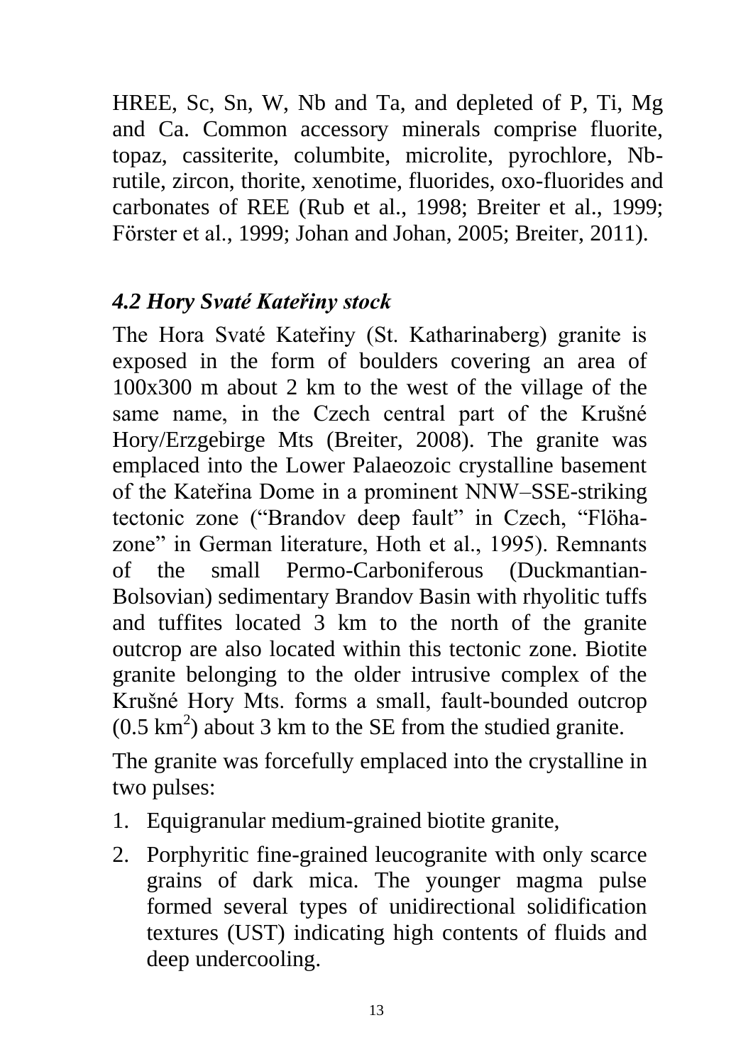HREE, Sc, Sn, W, Nb and Ta, and depleted of P, Ti, Mg and Ca. Common accessory minerals comprise fluorite, topaz, cassiterite, columbite, microlite, pyrochlore, Nb-rutile, zircon, thorite, xenotime, fluorides, oxo-fluorides and carbonates of REE (Rub et al., 1998; Breiter et al., 1999; Förster et al., 1999; Johan and Johan, 2005; Breiter, 2011).

### *4.2 Hory Svaté Kateřiny stock*

The Hora Svaté Kateřiny (St. Katharinaberg) granite is exposed in the form of boulders covering an area of 100x300 m about 2 km to the west of the village of the same name, in the Czech central part of the Krušné Hory/Erzgebirge Mts (Breiter, 2008). The granite was emplaced into the Lower Palaeozoic crystalline basement of the Kateřina Dome in a prominent NNW–SSE-striking tectonic zone ("Brandov deep fault" in Czech, "Flöha-zone" in German literature, Hoth et al., 1995). Remnants of the small Permo-Carboniferous (Duckmantian-Bolsovian) sedimentary Brandov Basin with rhyolitic tuffs and tuffites located 3 km to the north of the granite outcrop are also located within this tectonic zone. Biotite granite belonging to the older intrusive complex of the Krušné Hory Mts. forms a small, fault-bounded outcrop (0.5 $km^2$) about 3 km to the SE from the studied granite.

The granite was forcefully emplaced into the crystalline in two pulses:

1. Equigranular medium-grained biotite granite,
2. Porphyritic fine-grained leucogranite with only scarce grains of dark mica. The younger magma pulse formed several types of unidirectional solidification textures (UST) indicating high contents of fluids and deep undercooling.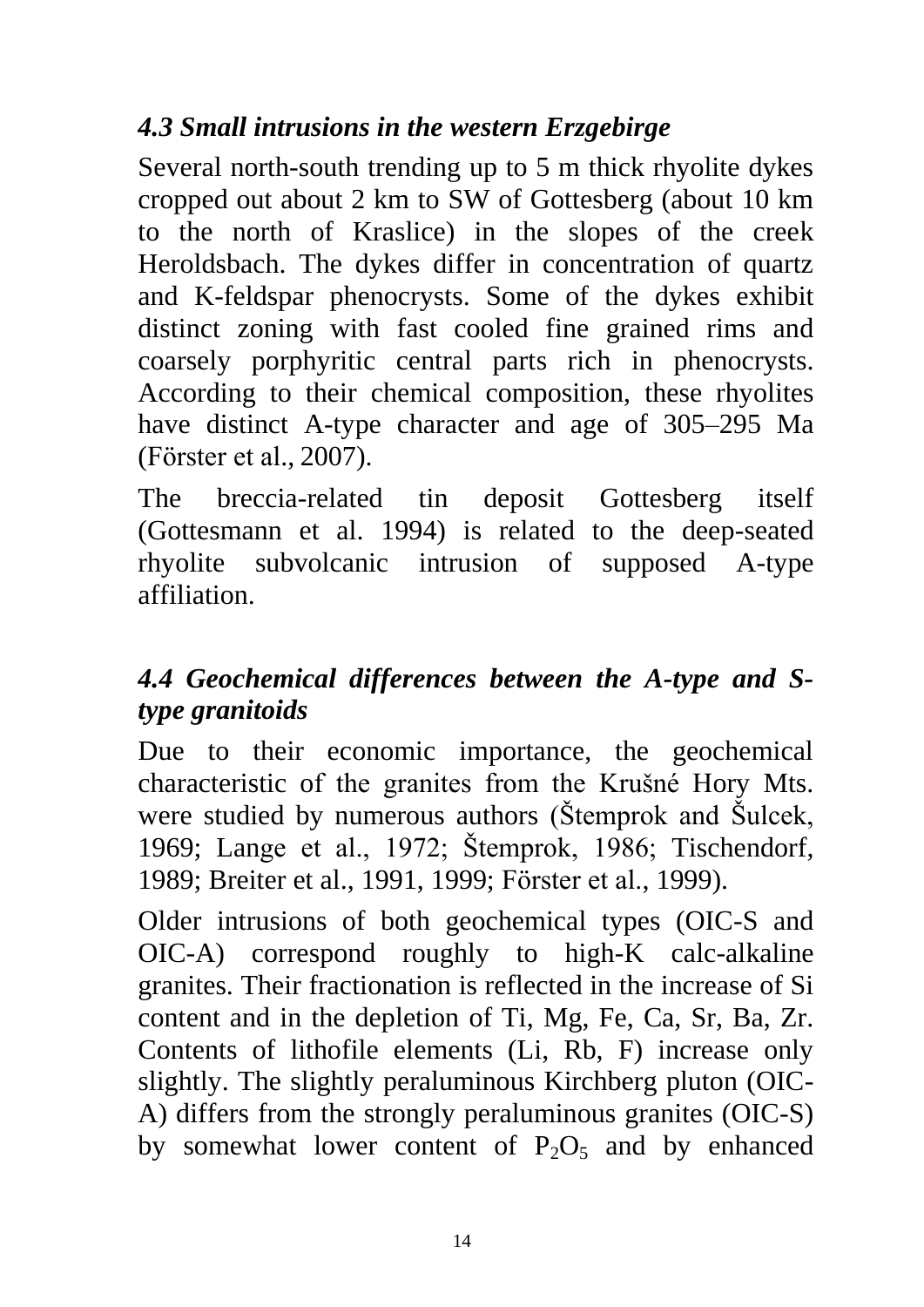### *4.3 Small intrusions in the western Erzgebirge*

Several north-south trending up to 5 m thick rhyolite dykes cropped out about 2 km to SW of Gottesberg (about 10 km to the north of Kraslice) in the slopes of the creek Heroldsbach. The dykes differ in concentration of quartz and K-feldspar phenocrysts. Some of the dykes exhibit distinct zoning with fast cooled fine grained rims and coarsely porphyritic central parts rich in phenocrysts. According to their chemical composition, these rhyolites have distinct A-type character and age of 305–295 Ma (Förster et al., 2007).

The breccia-related tin deposit Gottesberg itself (Gottesmann et al. 1994) is related to the deep-seated rhyolite subvolcanic intrusion of supposed A-type affiliation.

### *4.4 Geochemical differences between the A-type and S-type granitoids*

Due to their economic importance, the geochemical characteristic of the granites from the Krušné Hory Mts. were studied by numerous authors (Štemprok and Šulcek, 1969; Lange et al., 1972; Štemprok, 1986; Tischendorf, 1989; Breiter et al., 1991, 1999; Förster et al., 1999).

Older intrusions of both geochemical types (OIC-S and OIC-A) correspond roughly to high-K calc-alkaline granites. Their fractionation is reflected in the increase of Si content and in the depletion of Ti, Mg, Fe, Ca, Sr, Ba, Zr. Contents of lithofile elements (Li, Rb, F) increase only slightly. The slightly peraluminous Kirchberg pluton (OIC-A) differs from the strongly peraluminous granites (OIC-S) by somewhat lower content of $P_2O_5$ and by enhanced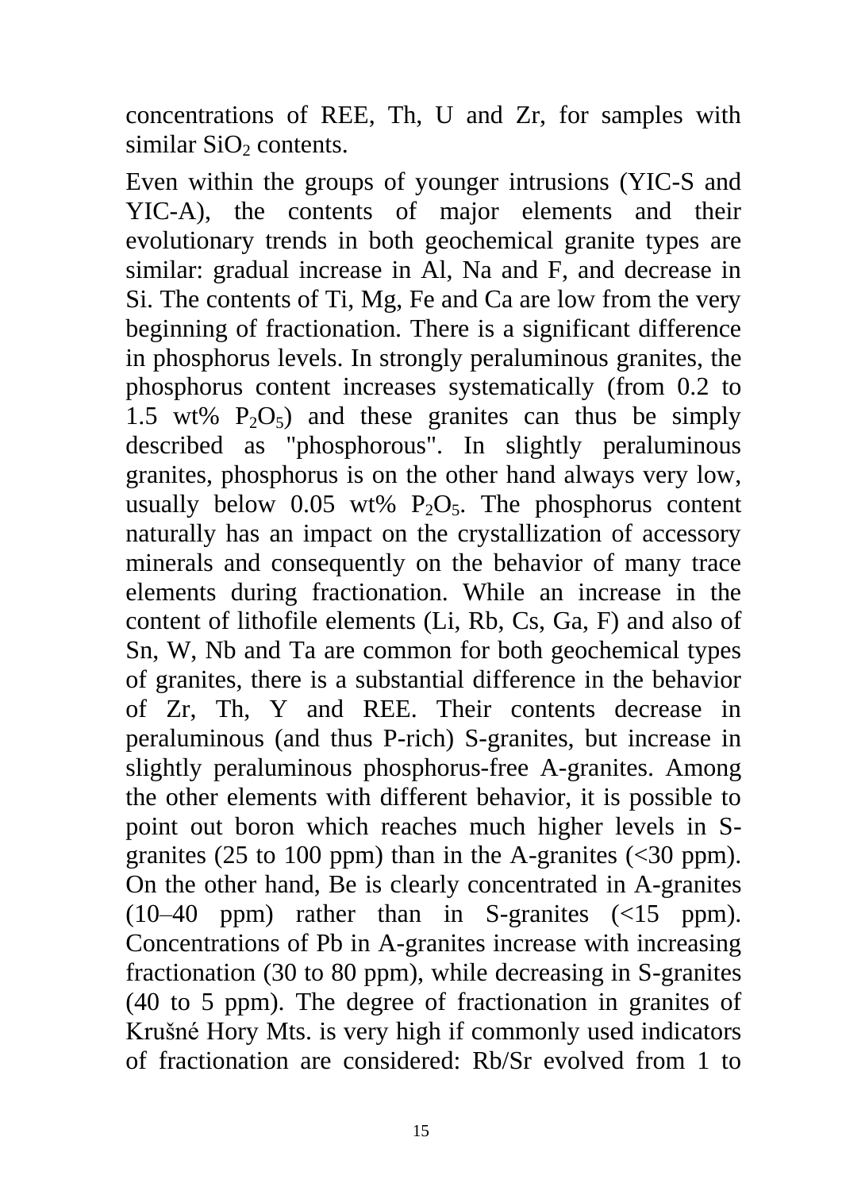concentrations of REE, Th, U and Zr, for samples with similar $SiO_2$ contents.

Even within the groups of younger intrusions (YIC-S and YIC-A), the contents of major elements and their evolutionary trends in both geochemical granite types are similar: gradual increase in Al, Na and F, and decrease in Si. The contents of Ti, Mg, Fe and Ca are low from the very beginning of fractionation. There is a significant difference in phosphorus levels. In strongly peraluminous granites, the phosphorus content increases systematically (from 0.2 to 1.5 wt% $P_2O_5$) and these granites can thus be simply described as "phosphorous". In slightly peraluminous granites, phosphorus is on the other hand always very low, usually below 0.05 wt% $P_2O_5$. The phosphorus content naturally has an impact on the crystallization of accessory minerals and consequently on the behavior of many trace elements during fractionation. While an increase in the content of lithofile elements (Li, Rb, Cs, Ga, F) and also of Sn, W, Nb and Ta are common for both geochemical types of granites, there is a substantial difference in the behavior of Zr, Th, Y and REE. Their contents decrease in peraluminous (and thus P-rich) S-granites, but increase in slightly peraluminous phosphorus-free A-granites. Among the other elements with different behavior, it is possible to point out boron which reaches much higher levels in S-granites (25 to 100 ppm) than in the A-granites (<30 ppm). On the other hand, Be is clearly concentrated in A-granites (10–40 ppm) rather than in S-granites (<15 ppm). Concentrations of Pb in A-granites increase with increasing fractionation (30 to 80 ppm), while decreasing in S-granites (40 to 5 ppm). The degree of fractionation in granites of Krušné Hory Mts. is very high if commonly used indicators of fractionation are considered: Rb/Sr evolved from 1 to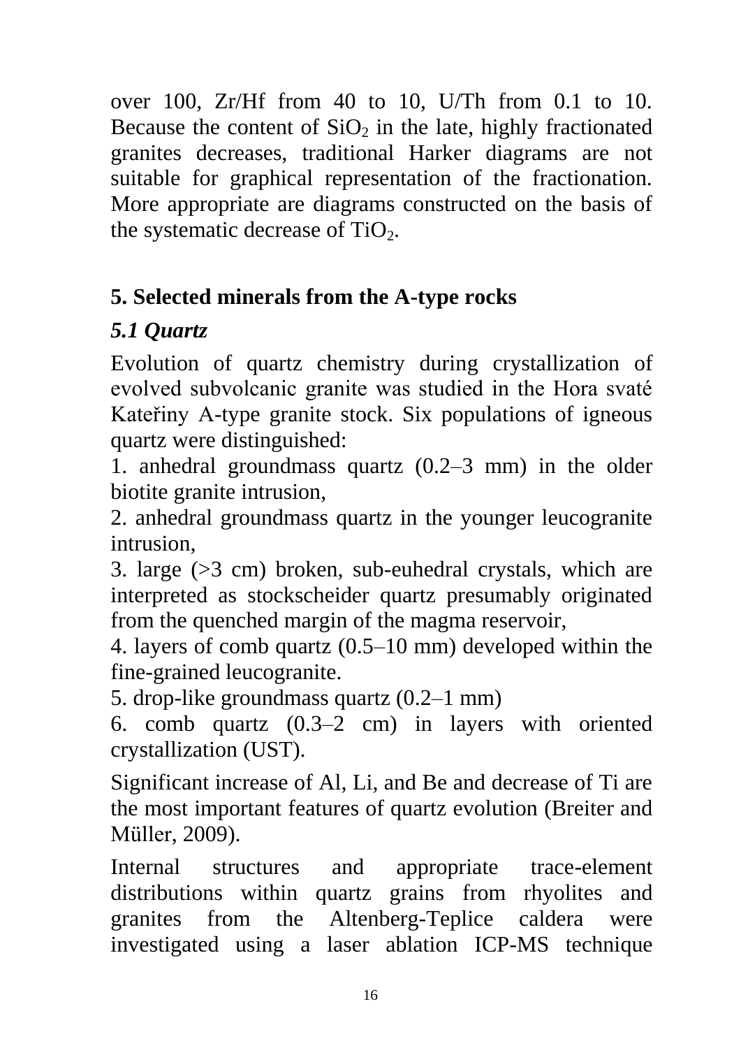over 100, Zr/Hf from 40 to 10, U/Th from 0.1 to 10. Because the content of $SiO_2$ in the late, highly fractionated granites decreases, traditional Harker diagrams are not suitable for graphical representation of the fractionation. More appropriate are diagrams constructed on the basis of the systematic decrease of $TiO_2$.

## 5. Selected minerals from the A-type rocks

### *5.1 Quartz*

Evolution of quartz chemistry during crystallization of evolved subvolcanic granite was studied in the Hora svaté Kateřiny A-type granite stock. Six populations of igneous quartz were distinguished:

1. anhedral groundmass quartz (0.2–3 mm) in the older biotite granite intrusion,
2. anhedral groundmass quartz in the younger leucogranite intrusion,
3. large (>3 cm) broken, sub-euhedral crystals, which are interpreted as stockscheider quartz presumably originated from the quenched margin of the magma reservoir,
4. layers of comb quartz (0.5–10 mm) developed within the fine-grained leucogranite.
5. drop-like groundmass quartz (0.2–1 mm)
6. comb quartz (0.3–2 cm) in layers with oriented crystallization (UST).

Significant increase of Al, Li, and Be and decrease of Ti are the most important features of quartz evolution (Breiter and Müller, 2009).

Internal structures and appropriate trace-element distributions within quartz grains from rhyolites and granites from the Altenberg-Teplice caldera were investigated using a laser ablation ICP-MS technique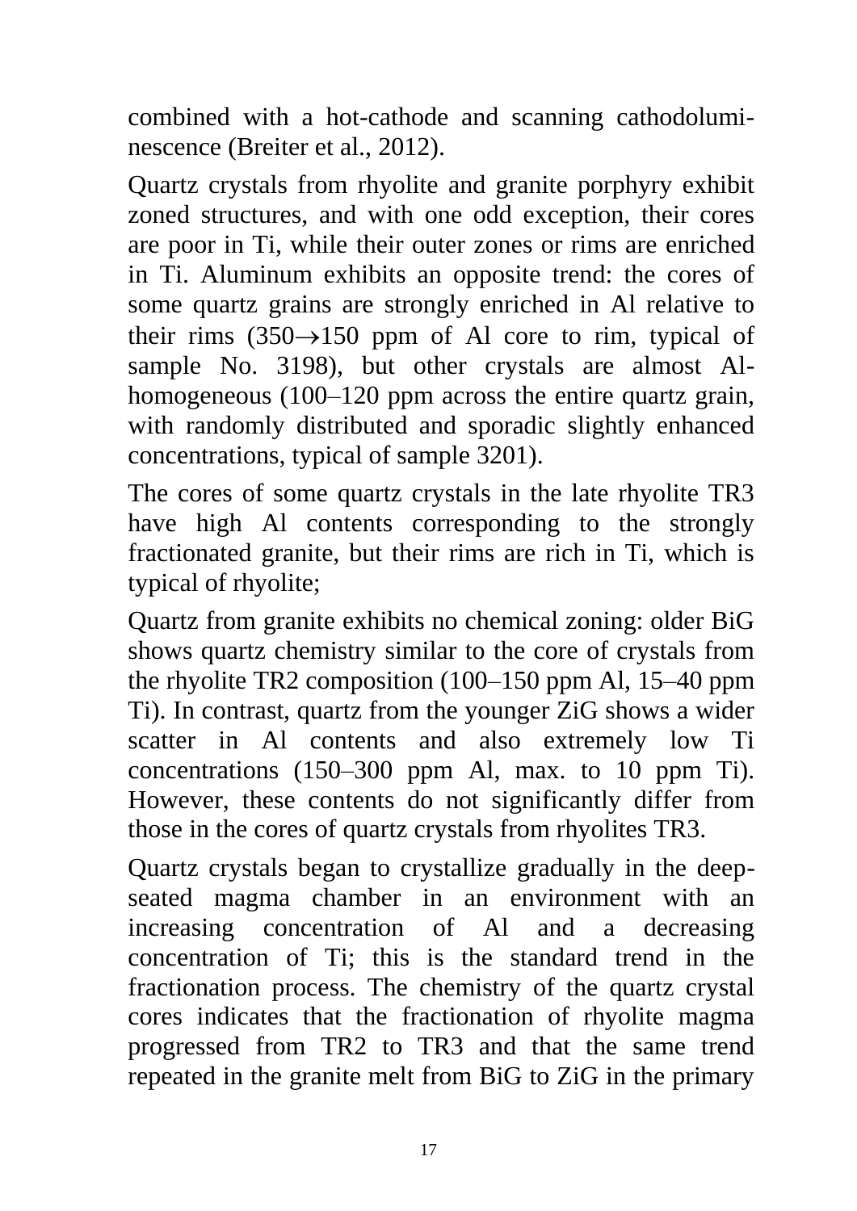combined with a hot-cathode and scanning cathodoluminescence (Breiter et al., 2012).

Quartz crystals from rhyolite and granite porphyry exhibit zoned structures, and with one odd exception, their cores are poor in Ti, while their outer zones or rims are enriched in Ti. Aluminum exhibits an opposite trend: the cores of some quartz grains are strongly enriched in Al relative to their rims (350$\rightarrow$150 ppm of Al core to rim, typical of sample No. 3198), but other crystals are almost Al-homogeneous (100–120 ppm across the entire quartz grain, with randomly distributed and sporadic slightly enhanced concentrations, typical of sample 3201).

The cores of some quartz crystals in the late rhyolite TR3 have high Al contents corresponding to the strongly fractionated granite, but their rims are rich in Ti, which is typical of rhyolite;

Quartz from granite exhibits no chemical zoning: older BiG shows quartz chemistry similar to the core of crystals from the rhyolite TR2 composition (100–150 ppm Al, 15–40 ppm Ti). In contrast, quartz from the younger ZiG shows a wider scatter in Al contents and also extremely low Ti concentrations (150–300 ppm Al, max. to 10 ppm Ti). However, these contents do not significantly differ from those in the cores of quartz crystals from rhyolites TR3.

Quartz crystals began to crystallize gradually in the deep-seated magma chamber in an environment with an increasing concentration of Al and a decreasing concentration of Ti; this is the standard trend in the fractionation process. The chemistry of the quartz crystal cores indicates that the fractionation of rhyolite magma progressed from TR2 to TR3 and that the same trend repeated in the granite melt from BiG to ZiG in the primary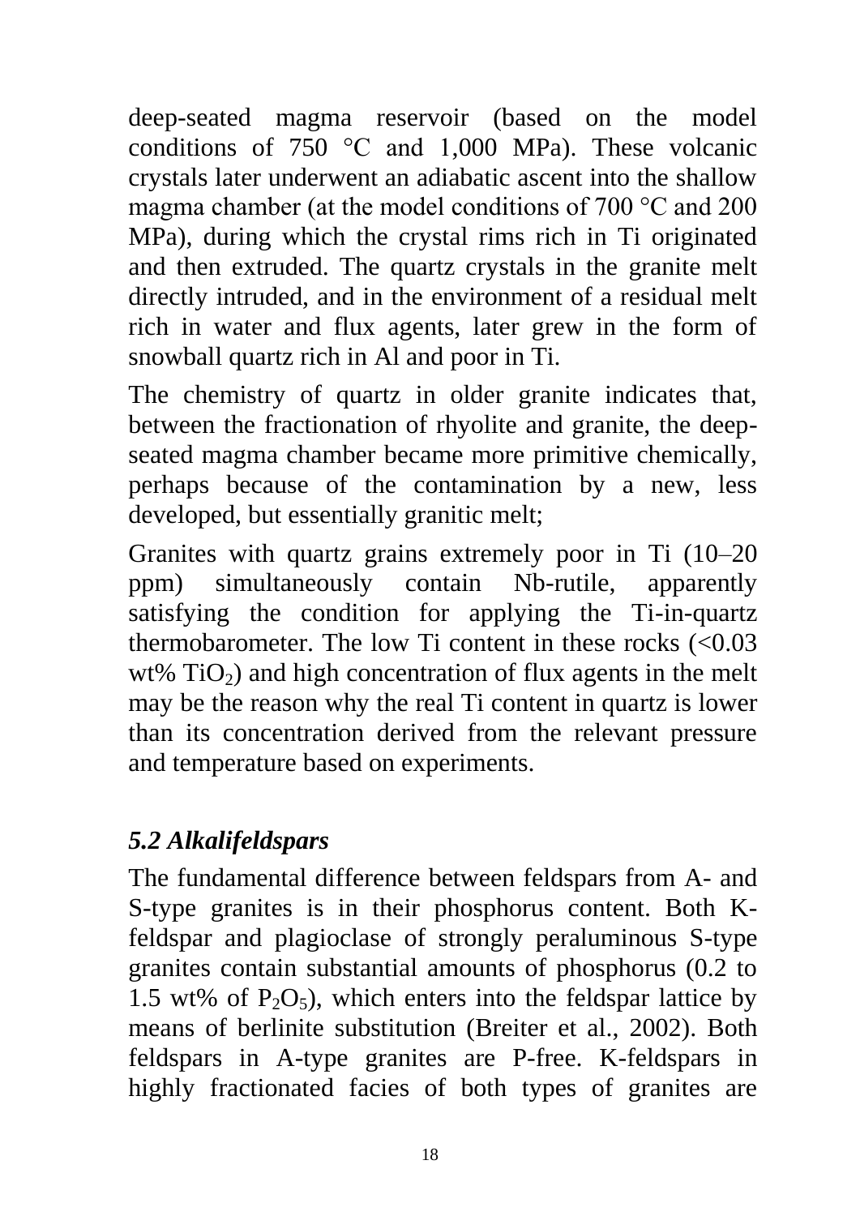deep-seated magma reservoir (based on the model conditions of 750 °C and 1,000 MPa). These volcanic crystals later underwent an adiabatic ascent into the shallow magma chamber (at the model conditions of 700 °C and 200 MPa), during which the crystal rims rich in Ti originated and then extruded. The quartz crystals in the granite melt directly intruded, and in the environment of a residual melt rich in water and flux agents, later grew in the form of snowball quartz rich in Al and poor in Ti.

The chemistry of quartz in older granite indicates that, between the fractionation of rhyolite and granite, the deep-seated magma chamber became more primitive chemically, perhaps because of the contamination by a new, less developed, but essentially granitic melt;

Granites with quartz grains extremely poor in Ti (10–20 ppm) simultaneously contain Nb-rutile, apparently satisfying the condition for applying the Ti-in-quartz thermobarometer. The low Ti content in these rocks (<0.03 wt% $TiO_2$) and high concentration of flux agents in the melt may be the reason why the real Ti content in quartz is lower than its concentration derived from the relevant pressure and temperature based on experiments.

### *5.2 Alkalifeldspars*

The fundamental difference between feldspars from A- and S-type granites is in their phosphorus content. Both K-feldspar and plagioclase of strongly peraluminous S-type granites contain substantial amounts of phosphorus (0.2 to 1.5 wt% of $P_2O_5$), which enters into the feldspar lattice by means of berlinite substitution (Breiter et al., 2002). Both feldspars in A-type granites are P-free. K-feldspars in highly fractionated facies of both types of granites are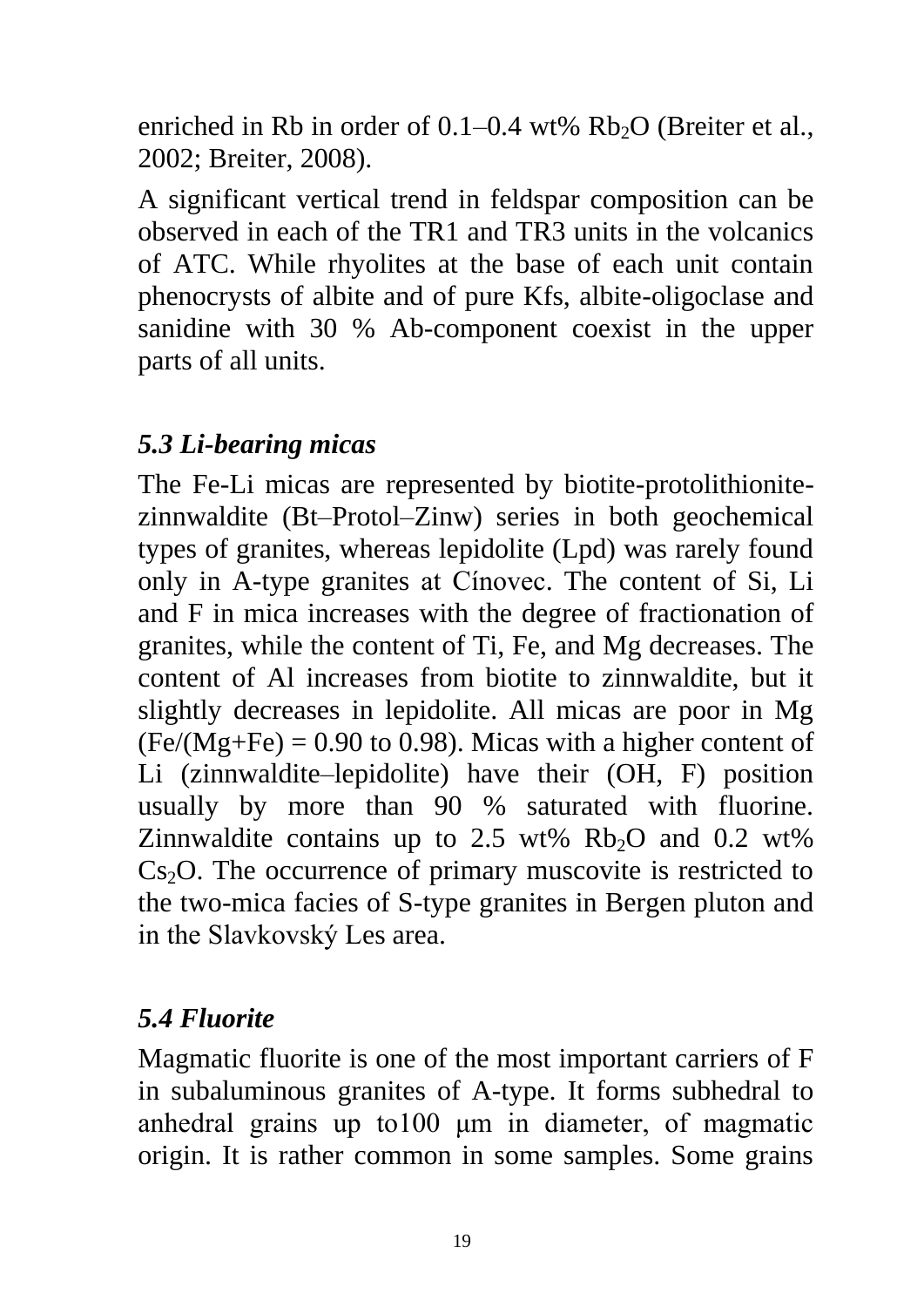enriched in Rb in order of 0.1–0.4 wt% $Rb_2O$ (Breiter et al., 2002; Breiter, 2008).

A significant vertical trend in feldspar composition can be observed in each of the TR1 and TR3 units in the volcanics of ATC. While rhyolites at the base of each unit contain phenocrysts of albite and of pure Kfs, albite-oligoclase and sanidine with 30 % Ab-component coexist in the upper parts of all units.

### *5.3 Li-bearing micas*

The Fe-Li micas are represented by biotite-protolithionite-zinnwaldite (Bt–Protol–Zinw) series in both geochemical types of granites, whereas lepidolite (Lpd) was rarely found only in A-type granites at Cínovec. The content of Si, Li and F in mica increases with the degree of fractionation of granites, while the content of Ti, Fe, and Mg decreases. The content of Al increases from biotite to zinnwaldite, but it slightly decreases in lepidolite. All micas are poor in Mg ($Fe/(Mg+Fe) = 0.90$ to 0.98). Micas with a higher content of Li (zinnwaldite–lepidolite) have their (OH, F) position usually by more than 90 % saturated with fluorine. Zinnwaldite contains up to 2.5 wt% $Rb_2O$ and 0.2 wt% $Cs_2O$. The occurrence of primary muscovite is restricted to the two-mica facies of S-type granites in Bergen pluton and in the Slavkovský Les area.

### *5.4 Fluorite*

Magmatic fluorite is one of the most important carriers of F in subaluminous granites of A-type. It forms subhedral to anhedral grains up to100 μm in diameter, of magmatic origin. It is rather common in some samples. Some grains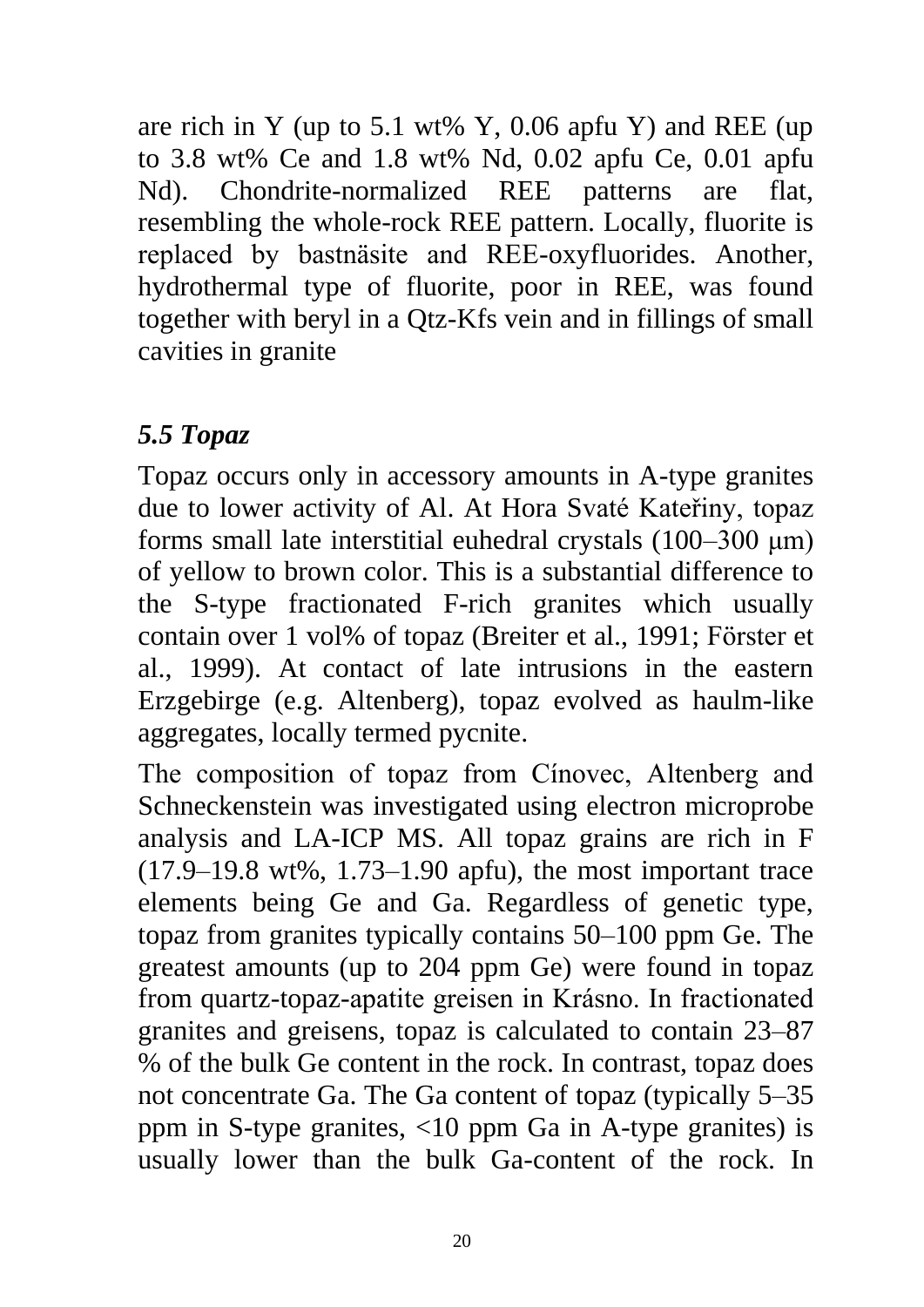are rich in Y (up to 5.1 wt% Y, 0.06 apfu Y) and REE (up to 3.8 wt% Ce and 1.8 wt% Nd, 0.02 apfu Ce, 0.01 apfu Nd). Chondrite-normalized REE patterns are flat, resembling the whole-rock REE pattern. Locally, fluorite is replaced by bastnäsite and REE-oxyfluorides. Another, hydrothermal type of fluorite, poor in REE, was found together with beryl in a Qtz-Kfs vein and in fillings of small cavities in granite

### *5.5 Topaz*

Topaz occurs only in accessory amounts in A-type granites due to lower activity of Al. At Hora Svaté Kateřiny, topaz forms small late interstitial euhedral crystals (100–300 μm) of yellow to brown color. This is a substantial difference to the S-type fractionated F-rich granites which usually contain over 1 vol% of topaz (Breiter et al., 1991; Förster et al., 1999). At contact of late intrusions in the eastern Erzgebirge (e.g. Altenberg), topaz evolved as haulm-like aggregates, locally termed pycnite.

The composition of topaz from Cínovec, Altenberg and Schneckenstein was investigated using electron microprobe analysis and LA-ICP MS. All topaz grains are rich in F (17.9–19.8 wt%, 1.73–1.90 apfu), the most important trace elements being Ge and Ga. Regardless of genetic type, topaz from granites typically contains 50–100 ppm Ge. The greatest amounts (up to 204 ppm Ge) were found in topaz from quartz-topaz-apatite greisen in Krásno. In fractionated granites and greisens, topaz is calculated to contain 23–87 % of the bulk Ge content in the rock. In contrast, topaz does not concentrate Ga. The Ga content of topaz (typically 5–35 ppm in S-type granites, <10 ppm Ga in A-type granites) is usually lower than the bulk Ga-content of the rock. In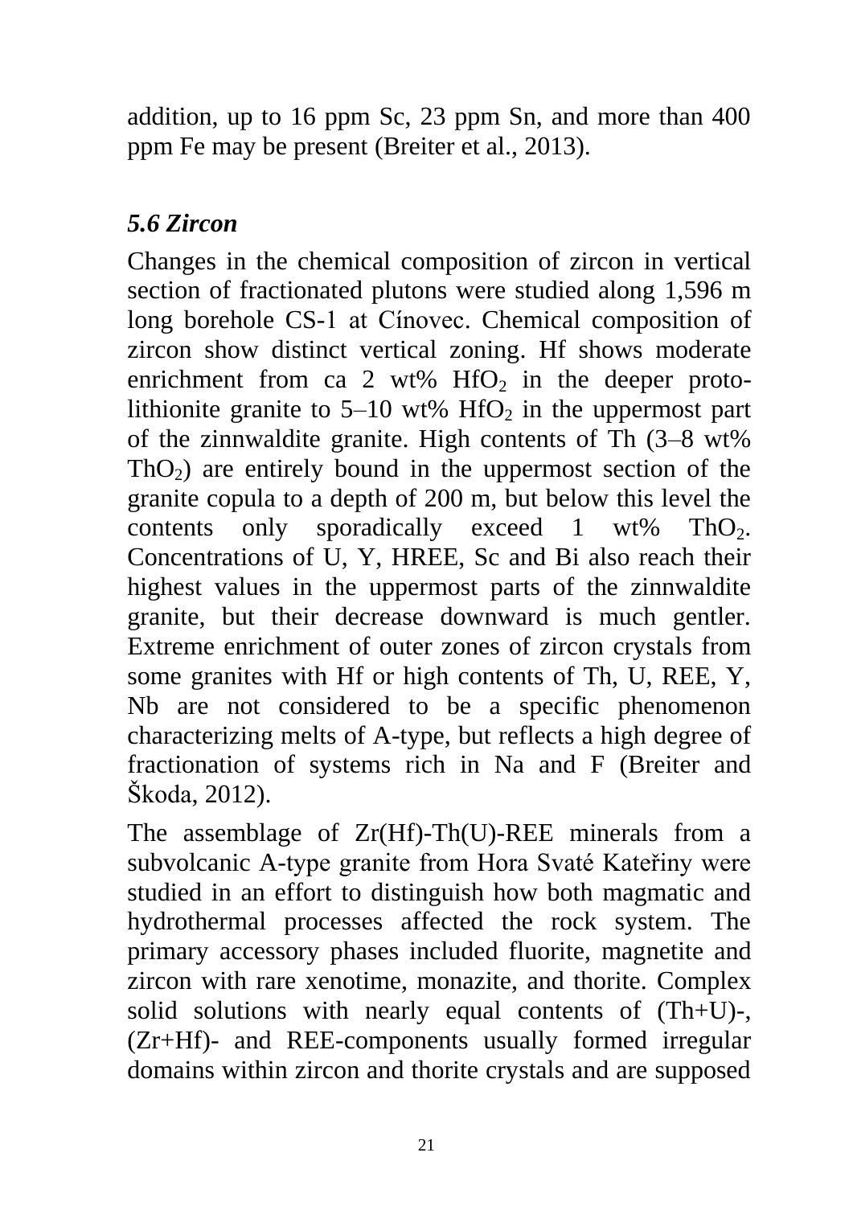addition, up to 16 ppm Sc, 23 ppm Sn, and more than 400 ppm Fe may be present (Breiter et al., 2013).

### *5.6 Zircon*

Changes in the chemical composition of zircon in vertical section of fractionated plutons were studied along 1,596 m long borehole CS-1 at Cínovec. Chemical composition of zircon show distinct vertical zoning. Hf shows moderate enrichment from ca 2 wt% $HfO_2$ in the deeper proto-lithionite granite to 5–10 wt% $HfO_2$ in the uppermost part of the zinnwaldite granite. High contents of Th (3–8 wt% $ThO_2$) are entirely bound in the uppermost section of the granite copula to a depth of 200 m, but below this level the contents only sporadically exceed 1 wt% $ThO_2$. Concentrations of U, Y, HREE, Sc and Bi also reach their highest values in the uppermost parts of the zinnwaldite granite, but their decrease downward is much gentler. Extreme enrichment of outer zones of zircon crystals from some granites with Hf or high contents of Th, U, REE, Y, Nb are not considered to be a specific phenomenon characterizing melts of A-type, but reflects a high degree of fractionation of systems rich in Na and F (Breiter and Škoda, 2012).

The assemblage of Zr(Hf)-Th(U)-REE minerals from a subvolcanic A-type granite from Hora Svaté Kateřiny were studied in an effort to distinguish how both magmatic and hydrothermal processes affected the rock system. The primary accessory phases included fluorite, magnetite and zircon with rare xenotime, monazite, and thorite. Complex solid solutions with nearly equal contents of (Th+U)-, (Zr+Hf)- and REE-components usually formed irregular domains within zircon and thorite crystals and are supposed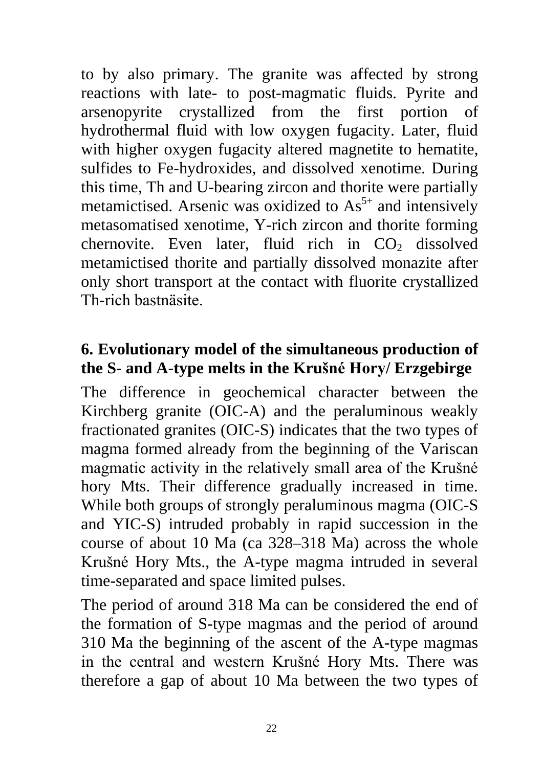to by also primary. The granite was affected by strong reactions with late- to post-magmatic fluids. Pyrite and arsenopyrite crystallized from the first portion of hydrothermal fluid with low oxygen fugacity. Later, fluid with higher oxygen fugacity altered magnetite to hematite, sulfides to Fe-hydroxides, and dissolved xenotime. During this time, Th and U-bearing zircon and thorite were partially metamictised. Arsenic was oxidized to $As^{5+}$ and intensively metasomatised xenotime, Y-rich zircon and thorite forming chernovite. Even later, fluid rich in $CO_2$ dissolved metamictised thorite and partially dissolved monazite after only short transport at the contact with fluorite crystallized Th-rich bastnäsite.

## 6. Evolutionary model of the simultaneous production of the S- and A-type melts in the Krušné Hory/ Erzgebirge

The difference in geochemical character between the Kirchberg granite (OIC-A) and the peraluminous weakly fractionated granites (OIC-S) indicates that the two types of magma formed already from the beginning of the Variscan magmatic activity in the relatively small area of the Krušné hory Mts. Their difference gradually increased in time. While both groups of strongly peraluminous magma (OIC-S and YIC-S) intruded probably in rapid succession in the course of about 10 Ma (ca 328–318 Ma) across the whole Krušné Hory Mts., the A-type magma intruded in several time-separated and space limited pulses.

The period of around 318 Ma can be considered the end of the formation of S-type magmas and the period of around 310 Ma the beginning of the ascent of the A-type magmas in the central and western Krušné Hory Mts. There was therefore a gap of about 10 Ma between the two types of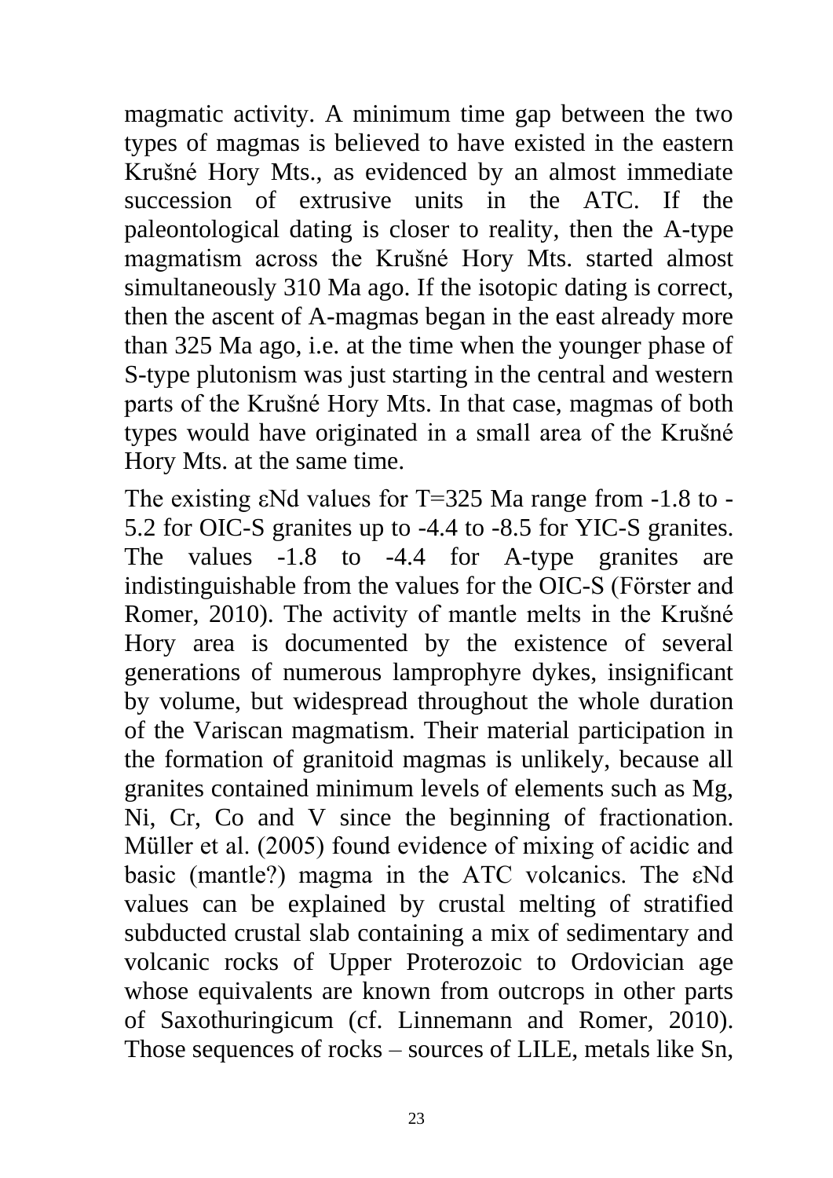magmatic activity. A minimum time gap between the two types of magmas is believed to have existed in the eastern Krušné Hory Mts., as evidenced by an almost immediate succession of extrusive units in the ATC. If the paleontological dating is closer to reality, then the A-type magmatism across the Krušné Hory Mts. started almost simultaneously 310 Ma ago. If the isotopic dating is correct, then the ascent of A-magmas began in the east already more than 325 Ma ago, i.e. at the time when the younger phase of S-type plutonism was just starting in the central and western parts of the Krušné Hory Mts. In that case, magmas of both types would have originated in a small area of the Krušné Hory Mts. at the same time.

The existing εNd values for T=325 Ma range from -1.8 to -5.2 for OIC-S granites up to -4.4 to -8.5 for YIC-S granites. The values -1.8 to -4.4 for A-type granites are indistinguishable from the values for the OIC-S (Förster and Romer, 2010). The activity of mantle melts in the Krušné Hory area is documented by the existence of several generations of numerous lamprophyre dykes, insignificant by volume, but widespread throughout the whole duration of the Variscan magmatism. Their material participation in the formation of granitoid magmas is unlikely, because all granites contained minimum levels of elements such as Mg, Ni, Cr, Co and V since the beginning of fractionation. Müller et al. (2005) found evidence of mixing of acidic and basic (mantle?) magma in the ATC volcanics. The εNd values can be explained by crustal melting of stratified subducted crustal slab containing a mix of sedimentary and volcanic rocks of Upper Proterozoic to Ordovician age whose equivalents are known from outcrops in other parts of Saxothuringicum (cf. Linnemann and Romer, 2010). Those sequences of rocks – sources of LILE, metals like Sn,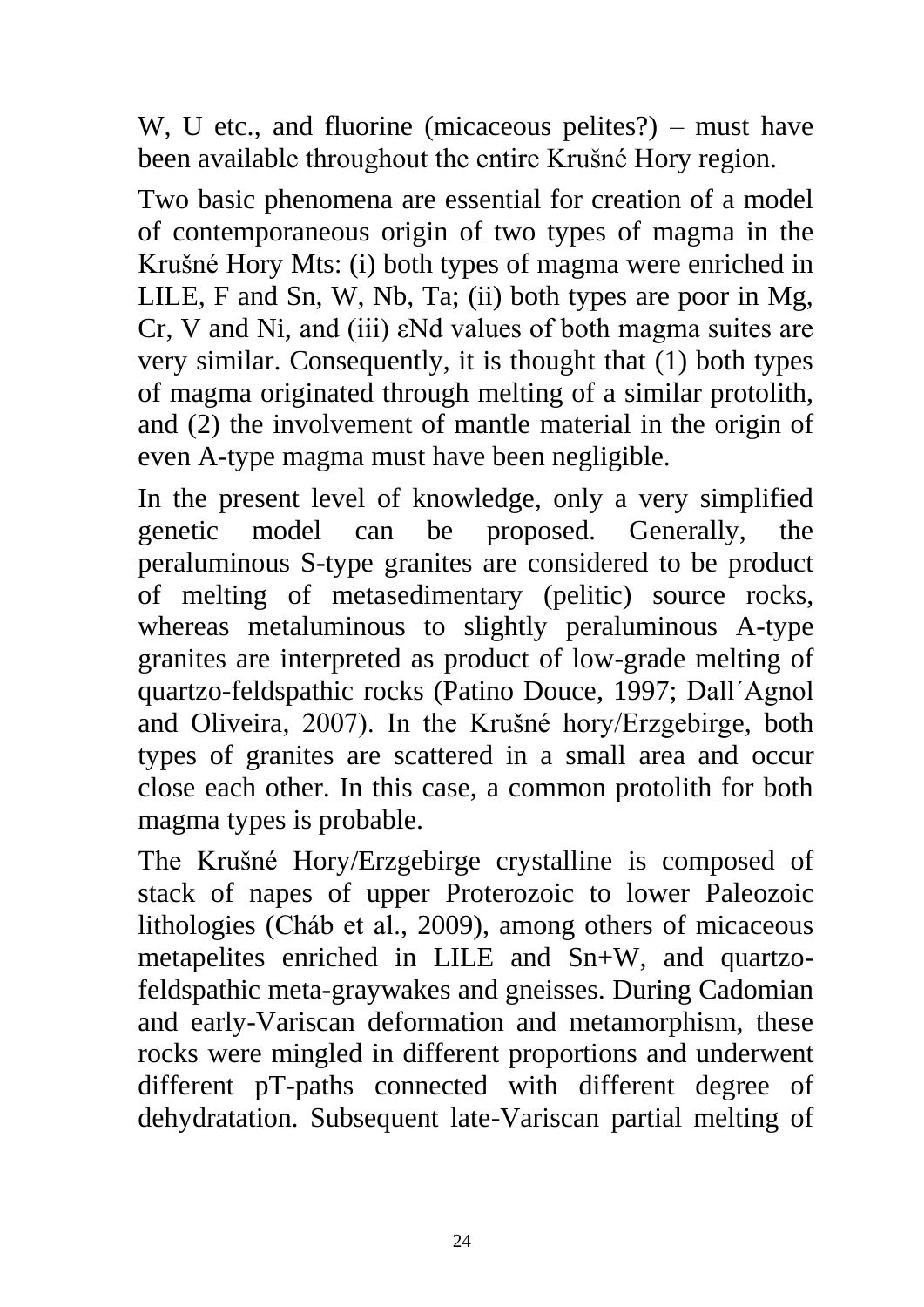W, U etc., and fluorine (micaceous pelites?) – must have been available throughout the entire Krušné Hory region.

Two basic phenomena are essential for creation of a model of contemporaneous origin of two types of magma in the Krušné Hory Mts: (i) both types of magma were enriched in LILE, F and Sn, W, Nb, Ta; (ii) both types are poor in Mg, Cr, V and Ni, and (iii) εNd values of both magma suites are very similar. Consequently, it is thought that (1) both types of magma originated through melting of a similar protolith, and (2) the involvement of mantle material in the origin of even A-type magma must have been negligible.

In the present level of knowledge, only a very simplified genetic model can be proposed. Generally, the peraluminous S-type granites are considered to be product of melting of metasedimentary (pelitic) source rocks, whereas metaluminous to slightly peraluminous A-type granites are interpreted as product of low-grade melting of quartzo-feldspathic rocks (Patino Douce, 1997; Dall´Agnol and Oliveira, 2007). In the Krušné hory/Erzgebirge, both types of granites are scattered in a small area and occur close each other. In this case, a common protolith for both magma types is probable.

The Krušné Hory/Erzgebirge crystalline is composed of stack of napes of upper Proterozoic to lower Paleozoic lithologies (Cháb et al., 2009), among others of micaceous metapelites enriched in LILE and Sn+W, and quartzo-feldspathic meta-graywakes and gneisses. During Cadomian and early-Variscan deformation and metamorphism, these rocks were mingled in different proportions and underwent different pT-paths connected with different degree of dehydratation. Subsequent late-Variscan partial melting of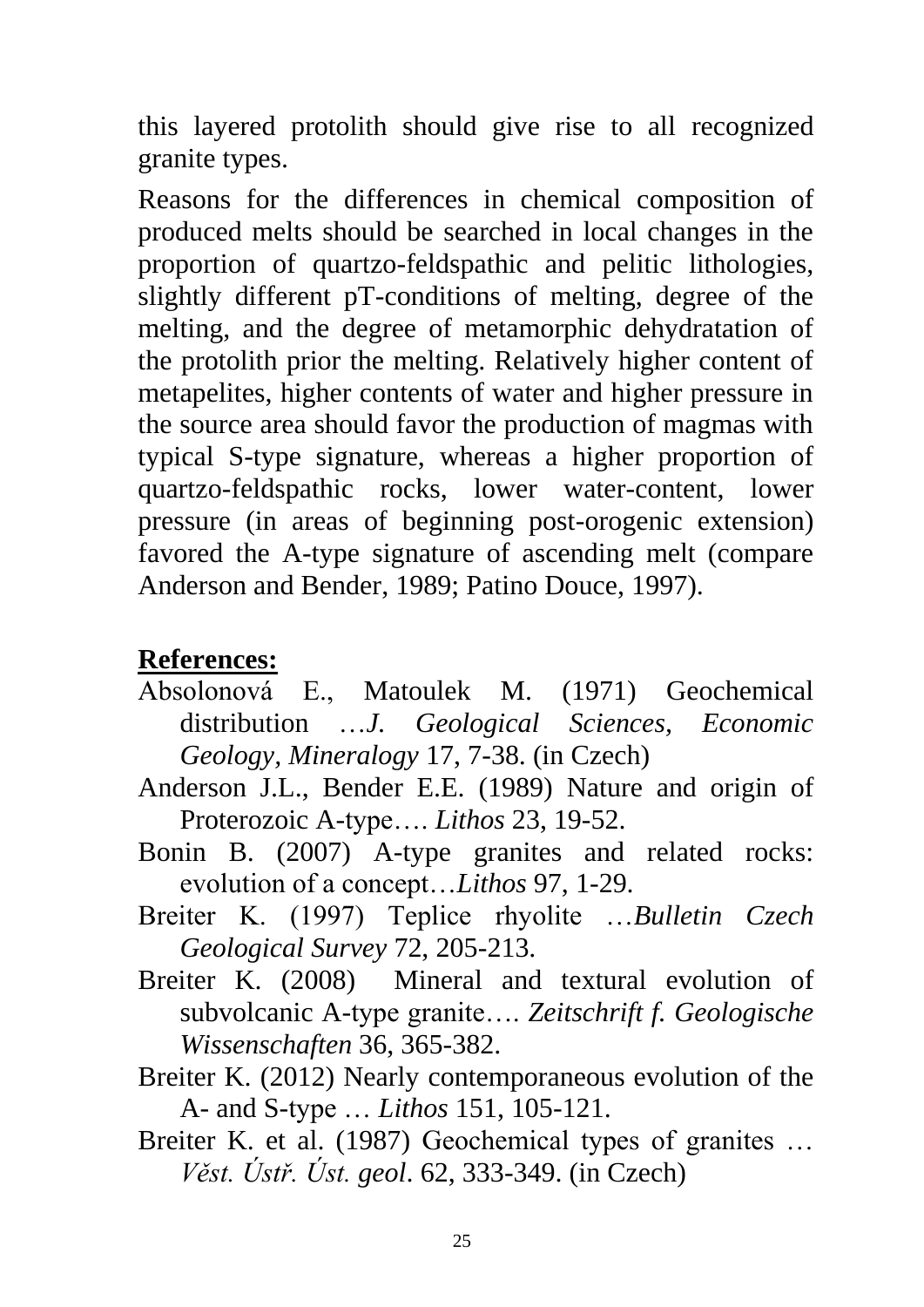this layered protolith should give rise to all recognized granite types.

Reasons for the differences in chemical composition of produced melts should be searched in local changes in the proportion of quartzo-feldspathic and pelitic lithologies, slightly different pT-conditions of melting, degree of the melting, and the degree of metamorphic dehydratation of the protolith prior the melting. Relatively higher content of metapelites, higher contents of water and higher pressure in the source area should favor the production of magmas with typical S-type signature, whereas a higher proportion of quartzo-feldspathic rocks, lower water-content, lower pressure (in areas of beginning post-orogenic extension) favored the A-type signature of ascending melt (compare Anderson and Bender, 1989; Patino Douce, 1997).

## **References:**

Absolonová E., Matoulek M. (1971) Geochemical distribution …*J. Geological Sciences, Economic Geology, Mineralogy* 17, 7-38. (in Czech)

Anderson J.L., Bender E.E. (1989) Nature and origin of Proterozoic A-type…. *Lithos* 23, 19-52.

Bonin B. (2007) A-type granites and related rocks: evolution of a concept…*Lithos* 97, 1-29.

Breiter K. (1997) Teplice rhyolite …*Bulletin Czech Geological Survey* 72, 205-213.

Breiter K. (2008) Mineral and textural evolution of subvolcanic A-type granite…. *Zeitschrift f. Geologische Wissenschaften* 36, 365-382.

Breiter K. (2012) Nearly contemporaneous evolution of the A- and S-type … *Lithos* 151, 105-121.

Breiter K. et al. (1987) Geochemical types of granites … *Věst. Ústř. Úst. geol*. 62, 333-349. (in Czech)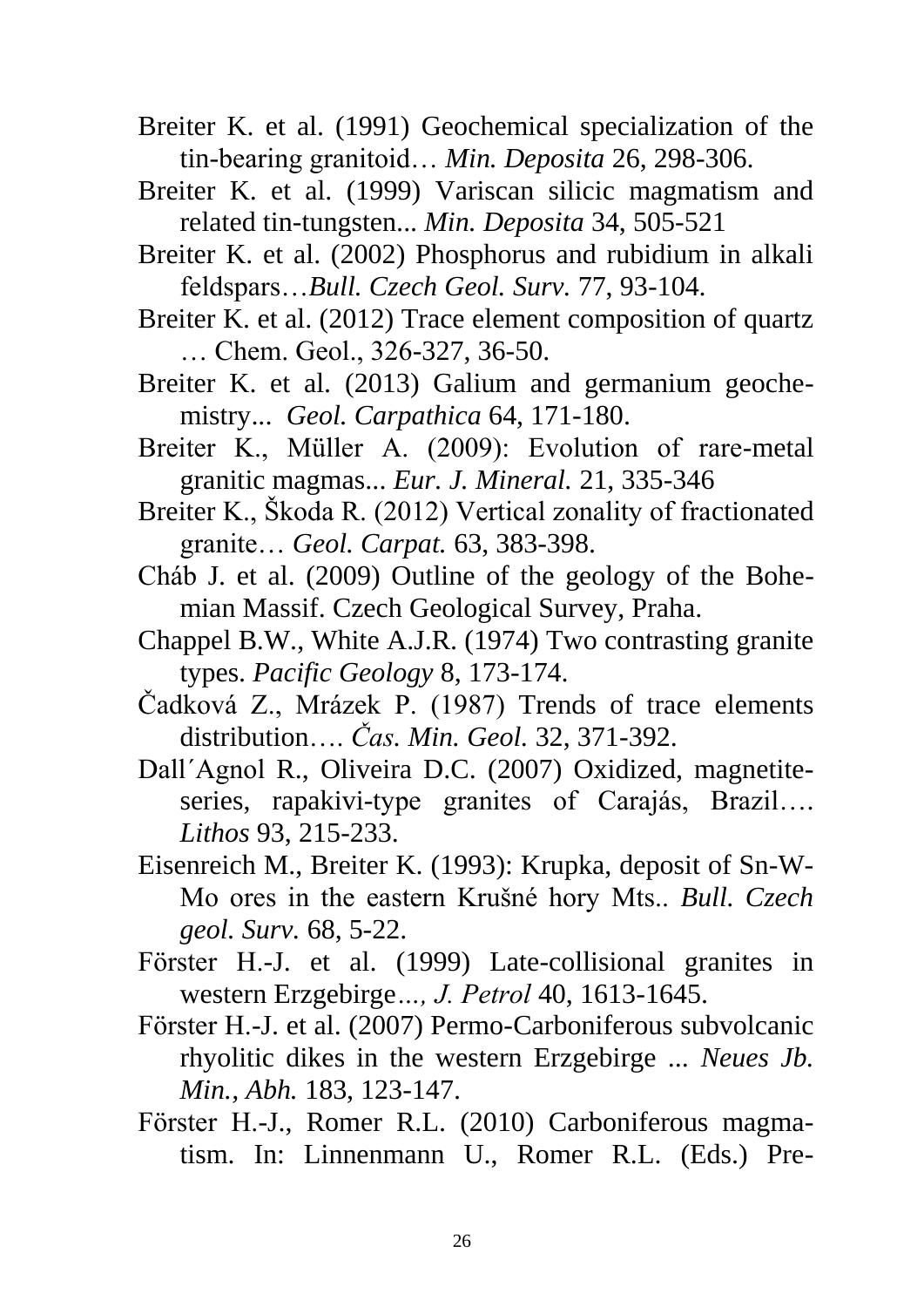Breiter K. et al. (1991) Geochemical specialization of the tin-bearing granitoid… *Min. Deposita* 26, 298-306.

Breiter K. et al. (1999) Variscan silicic magmatism and related tin-tungsten... *Min. Deposita* 34, 505-521

Breiter K. et al. (2002) Phosphorus and rubidium in alkali feldspars…*Bull. Czech Geol. Surv.* 77, 93-104.

Breiter K. et al. (2012) Trace element composition of quartz … Chem. Geol., 326-327, 36-50.

Breiter K. et al. (2013) Galium and germanium geochemistry... *Geol. Carpathica* 64, 171-180.

Breiter K., Müller A. (2009): Evolution of rare-metal granitic magmas... *Eur. J. Mineral.* 21, 335-346

Breiter K., Škoda R. (2012) Vertical zonality of fractionated granite… *Geol. Carpat.* 63, 383-398.

Cháb J. et al. (2009) Outline of the geology of the Bohemian Massif. Czech Geological Survey, Praha.

Chappel B.W., White A.J.R. (1974) Two contrasting granite types. *Pacific Geology* 8, 173-174.

Čadková Z., Mrázek P. (1987) Trends of trace elements distribution…. *Čas. Min. Geol.* 32, 371-392.

Dall´Agnol R., Oliveira D.C. (2007) Oxidized, magnetite-series, rapakivi-type granites of Carajás, Brazil…. *Lithos* 93, 215-233.

Eisenreich M., Breiter K. (1993): Krupka, deposit of Sn-W-Mo ores in the eastern Krušné hory Mts.. *Bull. Czech geol. Surv.* 68, 5-22.

Förster H.-J. et al. (1999) Late-collisional granites in western Erzgebirge*..., J. Petrol* 40, 1613-1645.

Förster H.-J. et al. (2007) Permo-Carboniferous subvolcanic rhyolitic dikes in the western Erzgebirge ... *Neues Jb. Min., Abh.* 183, 123-147.

Förster H.-J., Romer R.L. (2010) Carboniferous magmatism. In: Linnenmann U., Romer R.L. (Eds.) Pre-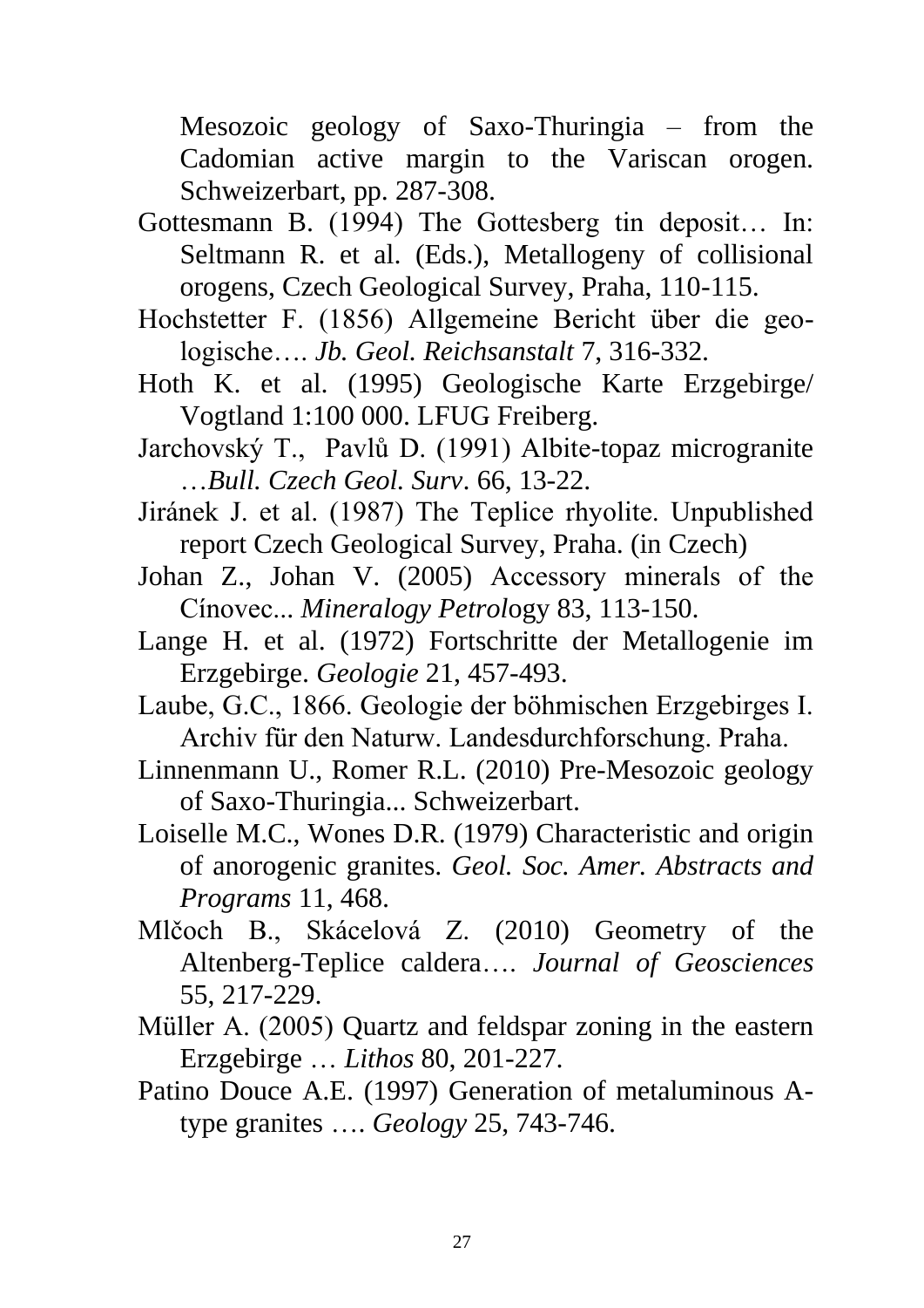Mesozoic geology of Saxo-Thuringia – from the Cadomian active margin to the Variscan orogen. Schweizerbart, pp. 287-308.

Gottesmann B. (1994) The Gottesberg tin deposit… In: Seltmann R. et al. (Eds.), Metallogeny of collisional orogens, Czech Geological Survey, Praha, 110-115.

Hochstetter F. (1856) Allgemeine Bericht über die geologische…. *Jb. Geol. Reichsanstalt* 7, 316-332.

Hoth K. et al. (1995) Geologische Karte Erzgebirge/ Vogtland 1:100 000. LFUG Freiberg.

Jarchovský T., Pavlů D. (1991) Albite-topaz microgranite …*Bull. Czech Geol. Surv*. 66, 13-22.

Jiránek J. et al. (1987) The Teplice rhyolite. Unpublished report Czech Geological Survey, Praha. (in Czech)

Johan Z., Johan V. (2005) Accessory minerals of the Cínovec... *Mineralogy Petrol*ogy 83, 113-150.

Lange H. et al. (1972) Fortschritte der Metallogenie im Erzgebirge. *Geologie* 21, 457-493.

Laube, G.C., 1866. Geologie der böhmischen Erzgebirges I. Archiv für den Naturw. Landesdurchforschung. Praha.

Linnenmann U., Romer R.L. (2010) Pre-Mesozoic geology of Saxo-Thuringia... Schweizerbart.

Loiselle M.C., Wones D.R. (1979) Characteristic and origin of anorogenic granites. *Geol. Soc. Amer. Abstracts and Programs* 11, 468.

Mlčoch B., Skácelová Z. (2010) Geometry of the Altenberg-Teplice caldera…. *Journal of Geosciences* 55, 217-229.

Müller A. (2005) Quartz and feldspar zoning in the eastern Erzgebirge … *Lithos* 80, 201-227.

Patino Douce A.E. (1997) Generation of metaluminous A-type granites …. *Geology* 25, 743-746.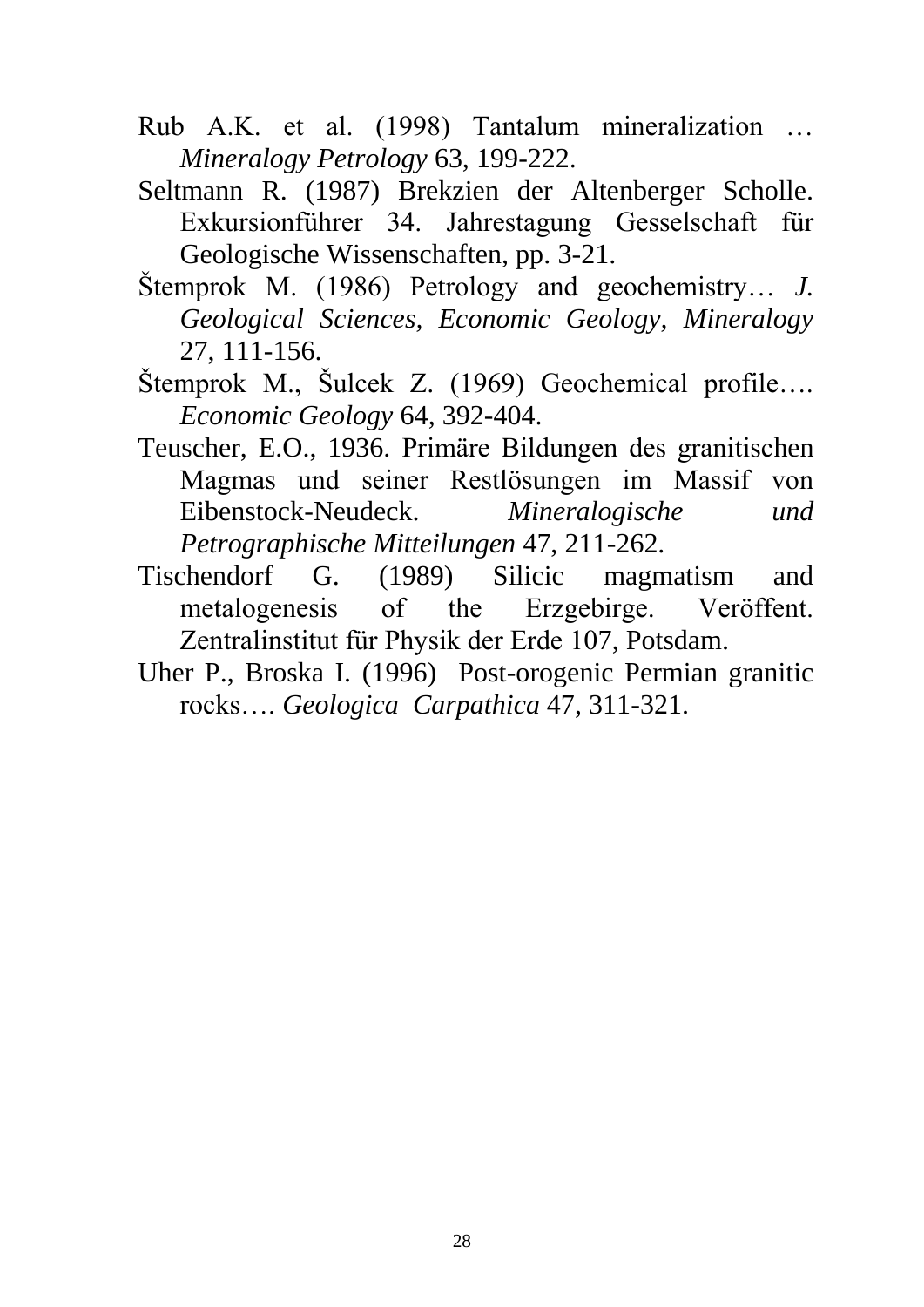Rub A.K. et al. (1998) Tantalum mineralization … *Mineralogy Petrology* 63, 199-222.

Seltmann R. (1987) Brekzien der Altenberger Scholle. Exkursionführer 34. Jahrestagung Gesselschaft für Geologische Wissenschaften, pp. 3-21.

Štemprok M. (1986) Petrology and geochemistry… *J. Geological Sciences, Economic Geology, Mineralogy* 27, 111-156.

Štemprok M., Šulcek Z. (1969) Geochemical profile…. *Economic Geology* 64, 392-404.

Teuscher, E.O., 1936. Primäre Bildungen des granitischen Magmas und seiner Restlösungen im Massif von Eibenstock-Neudeck. *Mineralogische und Petrographische Mitteilungen* 47, 211-262.

Tischendorf G. (1989) Silicic magmatism and metalogenesis of the Erzgebirge. Veröffent. Zentralinstitut für Physik der Erde 107, Potsdam.

Uher P., Broska I. (1996) Post-orogenic Permian granitic rocks…. *Geologica Carpathica* 47, 311-321.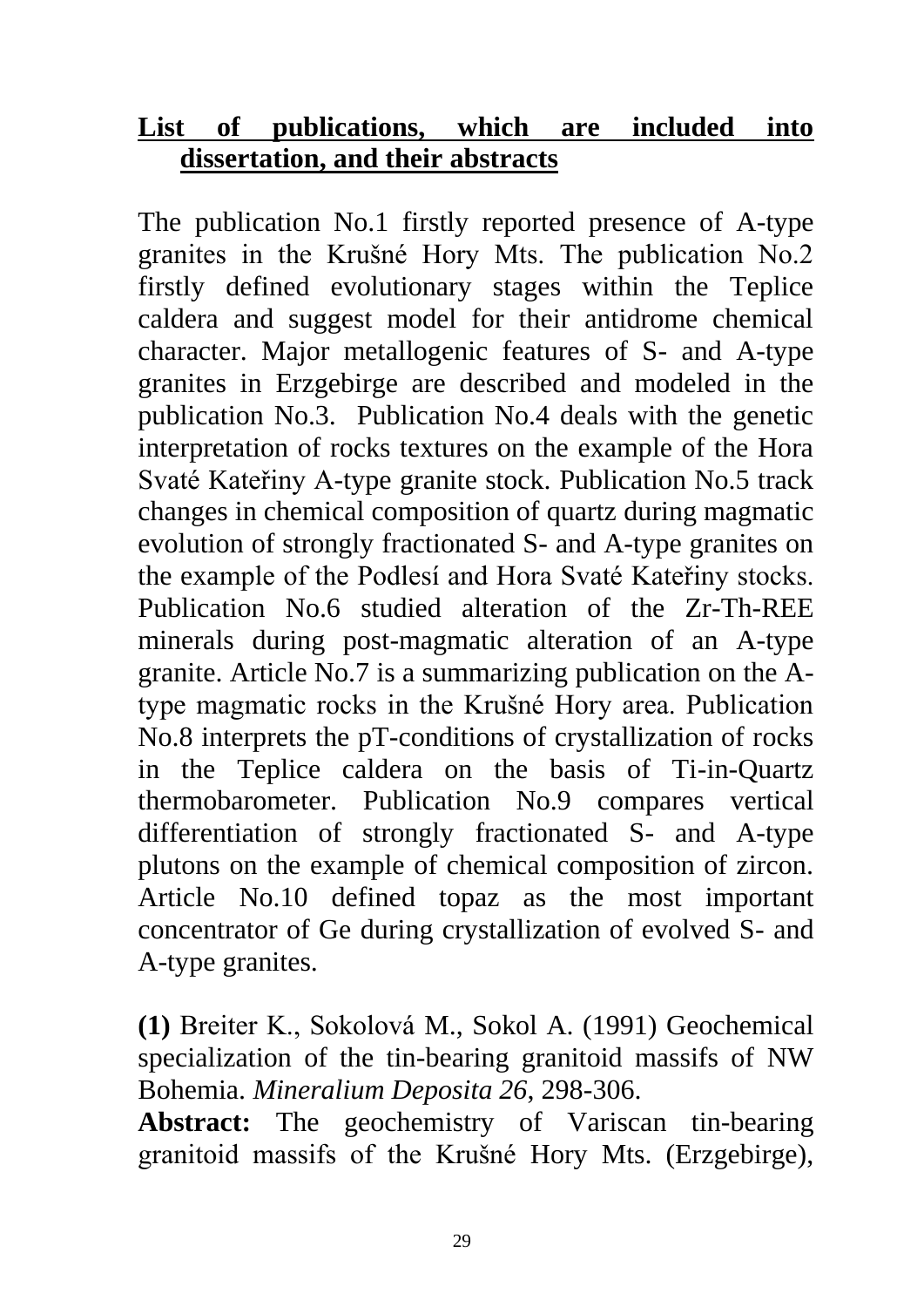## List of publications, which are included into dissertation, and their abstracts

The publication No.1 firstly reported presence of A-type granites in the Krušné Hory Mts. The publication No.2 firstly defined evolutionary stages within the Teplice caldera and suggest model for their antidrome chemical character. Major metallogenic features of S- and A-type granites in Erzgebirge are described and modeled in the publication No.3. Publication No.4 deals with the genetic interpretation of rocks textures on the example of the Hora Svaté Kateřiny A-type granite stock. Publication No.5 track changes in chemical composition of quartz during magmatic evolution of strongly fractionated S- and A-type granites on the example of the Podlesí and Hora Svaté Kateřiny stocks. Publication No.6 studied alteration of the Zr-Th-REE minerals during post-magmatic alteration of an A-type granite. Article No.7 is a summarizing publication on the A-type magmatic rocks in the Krušné Hory area. Publication No.8 interprets the pT-conditions of crystallization of rocks in the Teplice caldera on the basis of Ti-in-Quartz thermobarometer. Publication No.9 compares vertical differentiation of strongly fractionated S- and A-type plutons on the example of chemical composition of zircon. Article No.10 defined topaz as the most important concentrator of Ge during crystallization of evolved S- and A-type granites.

**(1)** Breiter K., Sokolová M., Sokol A. (1991) Geochemical specialization of the tin-bearing granitoid massifs of NW Bohemia. *Mineralium Deposita 26*, 298-306.

**Abstract:** The geochemistry of Variscan tin-bearing granitoid massifs of the Krušné Hory Mts. (Erzgebirge),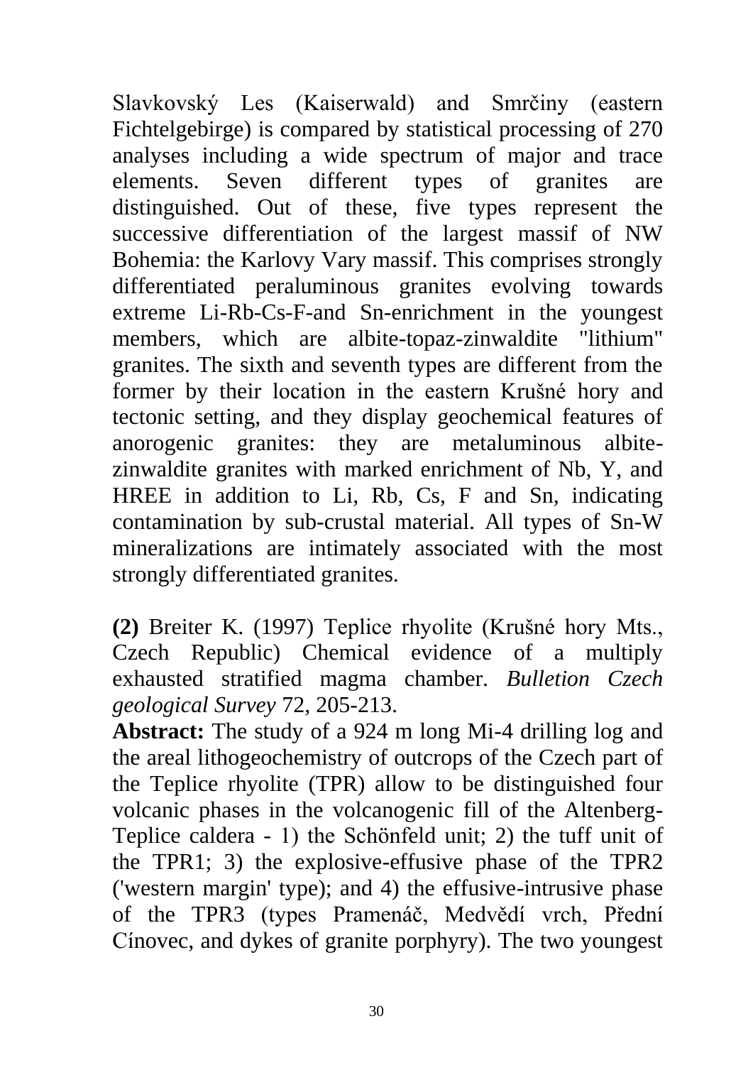Slavkovský Les (Kaiserwald) and Smrčiny (eastern Fichtelgebirge) is compared by statistical processing of 270 analyses including a wide spectrum of major and trace elements. Seven different types of granites are distinguished. Out of these, five types represent the successive differentiation of the largest massif of NW Bohemia: the Karlovy Vary massif. This comprises strongly differentiated peraluminous granites evolving towards extreme Li-Rb-Cs-F-and Sn-enrichment in the youngest members, which are albite-topaz-zinwaldite "lithium" granites. The sixth and seventh types are different from the former by their location in the eastern Krušné hory and tectonic setting, and they display geochemical features of anorogenic granites: they are metaluminous albite-zinwaldite granites with marked enrichment of Nb, Y, and HREE in addition to Li, Rb, Cs, F and Sn, indicating contamination by sub-crustal material. All types of Sn-W mineralizations are intimately associated with the most strongly differentiated granites.

**(2)** Breiter K. (1997) Teplice rhyolite (Krušné hory Mts., Czech Republic) Chemical evidence of a multiply exhausted stratified magma chamber. *Bulletion Czech geological Survey* 72, 205-213.

**Abstract:** The study of a 924 m long Mi-4 drilling log and the areal lithogeochemistry of outcrops of the Czech part of the Teplice rhyolite (TPR) allow to be distinguished four volcanic phases in the volcanogenic fill of the Altenberg-Teplice caldera - 1) the Schönfeld unit; 2) the tuff unit of the TPR1; 3) the explosive-effusive phase of the TPR2 ('western margin' type); and 4) the effusive-intrusive phase of the TPR3 (types Pramenáč, Medvědí vrch, Přední Cínovec, and dykes of granite porphyry). The two youngest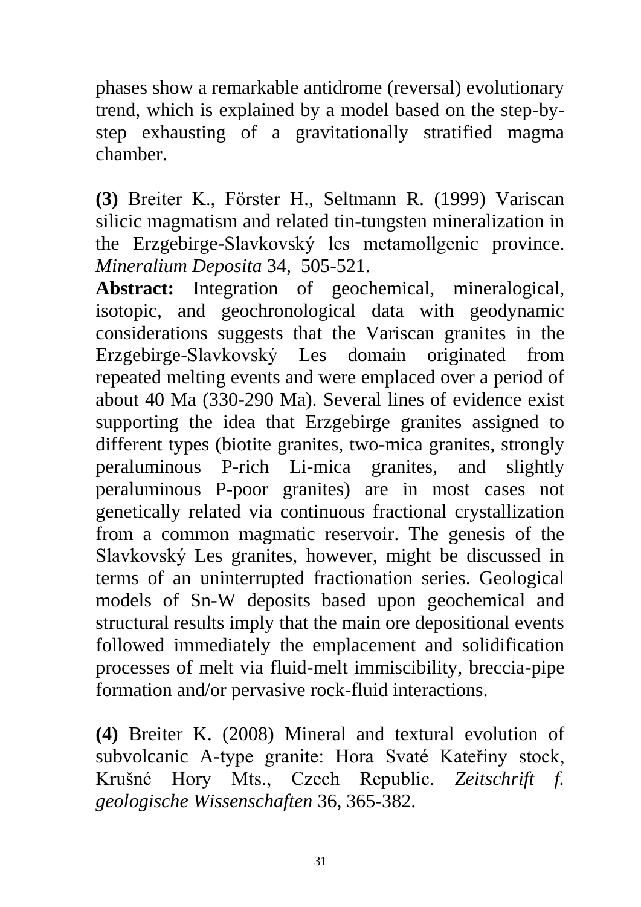phases show a remarkable antidrome (reversal) evolutionary trend, which is explained by a model based on the step-by-step exhausting of a gravitationally stratified magma chamber.

**(3)** Breiter K., Förster H., Seltmann R. (1999) Variscan silicic magmatism and related tin-tungsten mineralization in the Erzgebirge-Slavkovský les metamollgenic province. *Mineralium Deposita* 34, 505-521.

**Abstract:** Integration of geochemical, mineralogical, isotopic, and geochronological data with geodynamic considerations suggests that the Variscan granites in the Erzgebirge-Slavkovský Les domain originated from repeated melting events and were emplaced over a period of about 40 Ma (330-290 Ma). Several lines of evidence exist supporting the idea that Erzgebirge granites assigned to different types (biotite granites, two-mica granites, strongly peraluminous P-rich Li-mica granites, and slightly peraluminous P-poor granites) are in most cases not genetically related via continuous fractional crystallization from a common magmatic reservoir. The genesis of the Slavkovský Les granites, however, might be discussed in terms of an uninterrupted fractionation series. Geological models of Sn-W deposits based upon geochemical and structural results imply that the main ore depositional events followed immediately the emplacement and solidification processes of melt via fluid-melt immiscibility, breccia-pipe formation and/or pervasive rock-fluid interactions.

**(4)** Breiter K. (2008) Mineral and textural evolution of subvolcanic A-type granite: Hora Svaté Kateřiny stock, Krušné Hory Mts., Czech Republic. *Zeitschrift f. geologische Wissenschaften* 36, 365-382.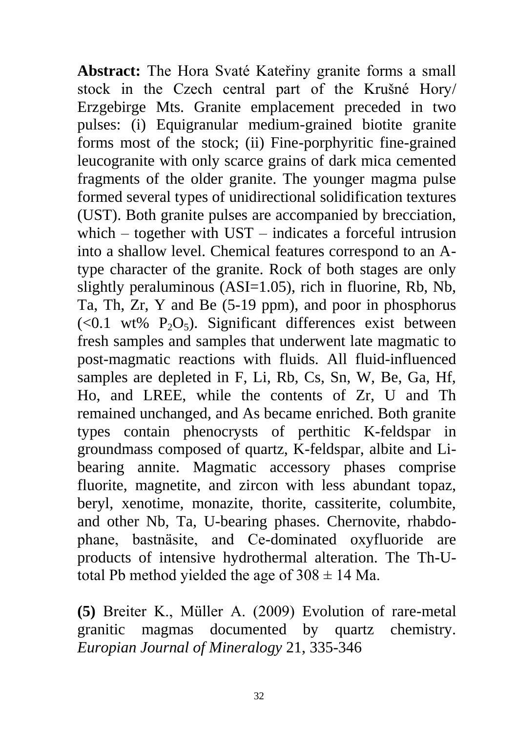**Abstract:** The Hora Svaté Kateřiny granite forms a small stock in the Czech central part of the Krušné Hory/ Erzgebirge Mts. Granite emplacement preceded in two pulses: (i) Equigranular medium-grained biotite granite forms most of the stock; (ii) Fine-porphyritic fine-grained leucogranite with only scarce grains of dark mica cemented fragments of the older granite. The younger magma pulse formed several types of unidirectional solidification textures (UST). Both granite pulses are accompanied by brecciation, which – together with UST – indicates a forceful intrusion into a shallow level. Chemical features correspond to an A-type character of the granite. Rock of both stages are only slightly peraluminous (ASI=1.05), rich in fluorine, Rb, Nb, Ta, Th, Zr, Y and Be (5-19 ppm), and poor in phosphorus (<0.1 wt% $P_2O_5$). Significant differences exist between fresh samples and samples that underwent late magmatic to post-magmatic reactions with fluids. All fluid-influenced samples are depleted in F, Li, Rb, Cs, Sn, W, Be, Ga, Hf, Ho, and LREE, while the contents of Zr, U and Th remained unchanged, and As became enriched. Both granite types contain phenocrysts of perthitic K-feldspar in groundmass composed of quartz, K-feldspar, albite and Li-bearing annite. Magmatic accessory phases comprise fluorite, magnetite, and zircon with less abundant topaz, beryl, xenotime, monazite, thorite, cassiterite, columbite, and other Nb, Ta, U-bearing phases. Chernovite, rhabdophane, bastnäsite, and Ce-dominated oxyfluoride are products of intensive hydrothermal alteration. The Th-U-total Pb method yielded the age of 308 ± 14 Ma.

**(5)** Breiter K., Müller A. (2009) Evolution of rare-metal granitic magmas documented by quartz chemistry. *Europian Journal of Mineralogy* 21, 335-346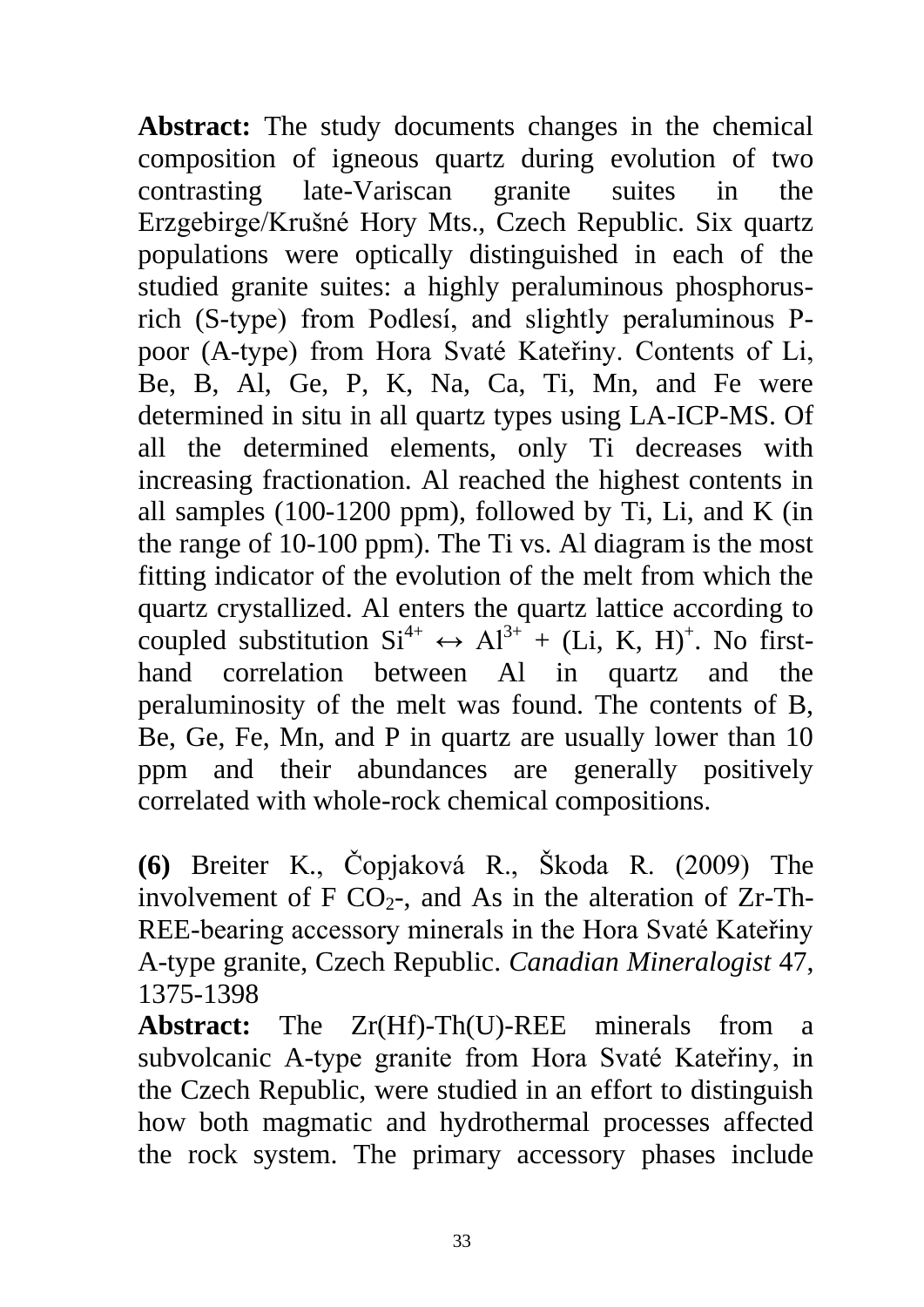**Abstract:** The study documents changes in the chemical composition of igneous quartz during evolution of two contrasting late-Variscan granite suites in the Erzgebirge/Krušné Hory Mts., Czech Republic. Six quartz populations were optically distinguished in each of the studied granite suites: a highly peraluminous phosphorus-rich (S-type) from Podlesí, and slightly peraluminous P-poor (A-type) from Hora Svaté Kateřiny. Contents of Li, Be, B, Al, Ge, P, K, Na, Ca, Ti, Mn, and Fe were determined in situ in all quartz types using LA-ICP-MS. Of all the determined elements, only Ti decreases with increasing fractionation. Al reached the highest contents in all samples (100-1200 ppm), followed by Ti, Li, and K (in the range of 10-100 ppm). The Ti vs. Al diagram is the most fitting indicator of the evolution of the melt from which the quartz crystallized. Al enters the quartz lattice according to coupled substitution $Si^{4+} \leftrightarrow Al^{3+} + (Li, K, H)^{+}$. No first-hand correlation between Al in quartz and the peraluminosity of the melt was found. The contents of B, Be, Ge, Fe, Mn, and P in quartz are usually lower than 10 ppm and their abundances are generally positively correlated with whole-rock chemical compositions.

**(6)** Breiter K., Čopjaková R., Škoda R. (2009) The involvement of F $CO_2$-, and As in the alteration of Zr-Th-REE-bearing accessory minerals in the Hora Svaté Kateřiny A-type granite, Czech Republic. *Canadian Mineralogist* 47, 1375-1398

**Abstract:** The Zr(Hf)-Th(U)-REE minerals from a subvolcanic A-type granite from Hora Svaté Kateřiny, in the Czech Republic, were studied in an effort to distinguish how both magmatic and hydrothermal processes affected the rock system. The primary accessory phases include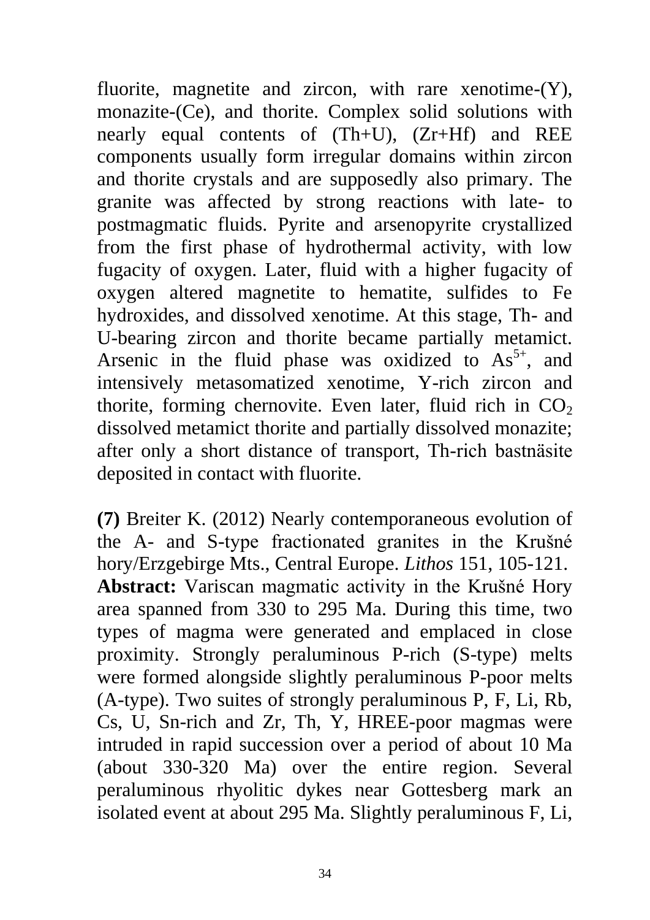fluorite, magnetite and zircon, with rare xenotime-(Y), monazite-(Ce), and thorite. Complex solid solutions with nearly equal contents of (Th+U), (Zr+Hf) and REE components usually form irregular domains within zircon and thorite crystals and are supposedly also primary. The granite was affected by strong reactions with late- to postmagmatic fluids. Pyrite and arsenopyrite crystallized from the first phase of hydrothermal activity, with low fugacity of oxygen. Later, fluid with a higher fugacity of oxygen altered magnetite to hematite, sulfides to Fe hydroxides, and dissolved xenotime. At this stage, Th- and U-bearing zircon and thorite became partially metamict. Arsenic in the fluid phase was oxidized to $As^{5+}$, and intensively metasomatized xenotime, Y-rich zircon and thorite, forming chernovite. Even later, fluid rich in $CO_2$ dissolved metamict thorite and partially dissolved monazite; after only a short distance of transport, Th-rich bastnäsite deposited in contact with fluorite.

**(7)** Breiter K. (2012) Nearly contemporaneous evolution of the A- and S-type fractionated granites in the Krušné hory/Erzgebirge Mts., Central Europe. *Lithos* 151, 105-121.
**Abstract:** Variscan magmatic activity in the Krušné Hory area spanned from 330 to 295 Ma. During this time, two types of magma were generated and emplaced in close proximity. Strongly peraluminous P-rich (S-type) melts were formed alongside slightly peraluminous P-poor melts (A-type). Two suites of strongly peraluminous P, F, Li, Rb, Cs, U, Sn-rich and Zr, Th, Y, HREE-poor magmas were intruded in rapid succession over a period of about 10 Ma (about 330-320 Ma) over the entire region. Several peraluminous rhyolitic dykes near Gottesberg mark an isolated event at about 295 Ma. Slightly peraluminous F, Li,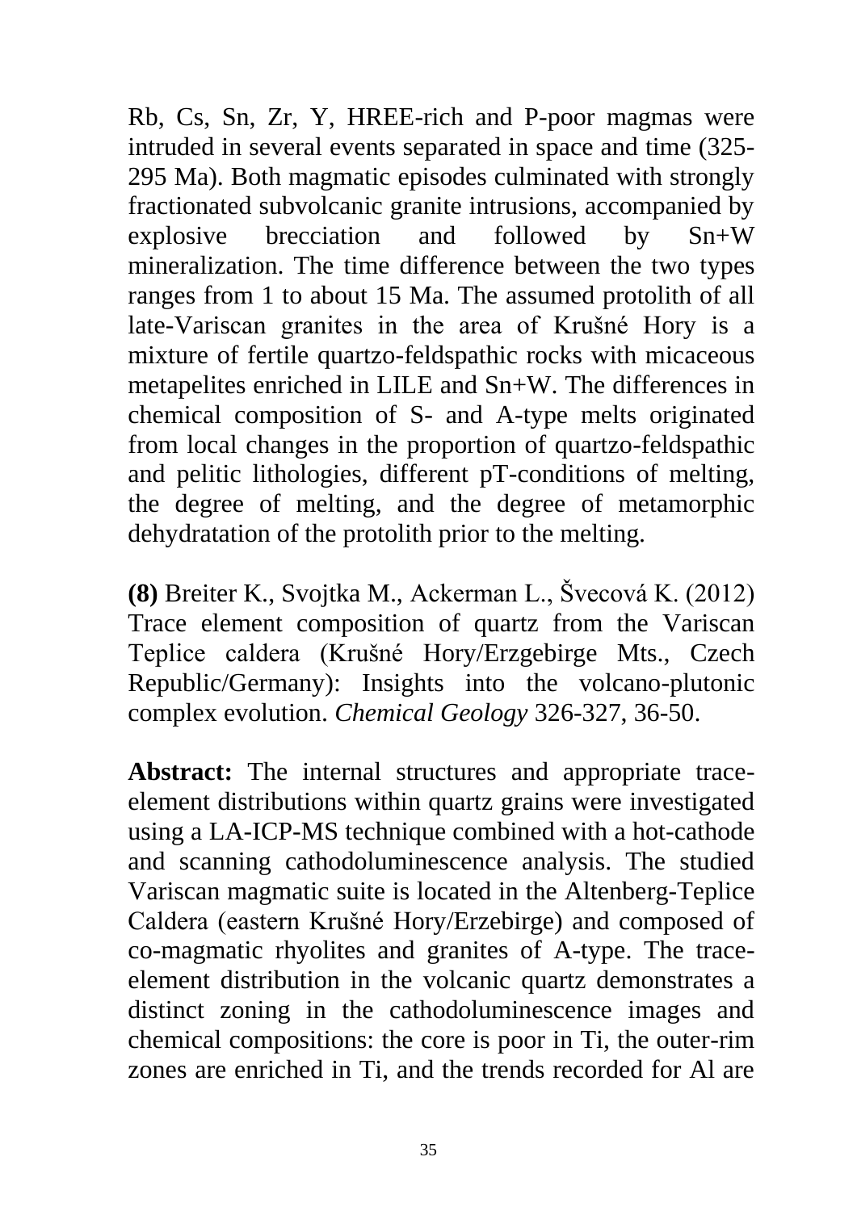Rb, Cs, Sn, Zr, Y, HREE-rich and P-poor magmas were intruded in several events separated in space and time (325-295 Ma). Both magmatic episodes culminated with strongly fractionated subvolcanic granite intrusions, accompanied by explosive brecciation and followed by Sn+W mineralization. The time difference between the two types ranges from 1 to about 15 Ma. The assumed protolith of all late-Variscan granites in the area of Krušné Hory is a mixture of fertile quartzo-feldspathic rocks with micaceous metapelites enriched in LILE and Sn+W. The differences in chemical composition of S- and A-type melts originated from local changes in the proportion of quartzo-feldspathic and pelitic lithologies, different pT-conditions of melting, the degree of melting, and the degree of metamorphic dehydratation of the protolith prior to the melting.

**(8)** Breiter K., Svojtka M., Ackerman L., Švecová K. (2012) Trace element composition of quartz from the Variscan Teplice caldera (Krušné Hory/Erzgebirge Mts., Czech Republic/Germany): Insights into the volcano-plutonic complex evolution. *Chemical Geology* 326-327, 36-50.

**Abstract:** The internal structures and appropriate trace-element distributions within quartz grains were investigated using a LA-ICP-MS technique combined with a hot-cathode and scanning cathodoluminescence analysis. The studied Variscan magmatic suite is located in the Altenberg-Teplice Caldera (eastern Krušné Hory/Erzebirge) and composed of co-magmatic rhyolites and granites of A-type. The trace-element distribution in the volcanic quartz demonstrates a distinct zoning in the cathodoluminescence images and chemical compositions: the core is poor in Ti, the outer-rim zones are enriched in Ti, and the trends recorded for Al are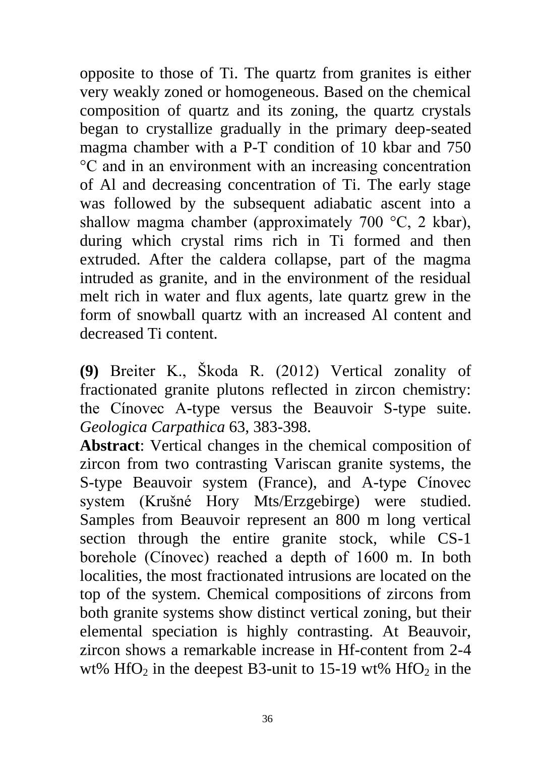opposite to those of Ti. The quartz from granites is either very weakly zoned or homogeneous. Based on the chemical composition of quartz and its zoning, the quartz crystals began to crystallize gradually in the primary deep-seated magma chamber with a P-T condition of 10 kbar and 750 °C and in an environment with an increasing concentration of Al and decreasing concentration of Ti. The early stage was followed by the subsequent adiabatic ascent into a shallow magma chamber (approximately 700 °C, 2 kbar), during which crystal rims rich in Ti formed and then extruded. After the caldera collapse, part of the magma intruded as granite, and in the environment of the residual melt rich in water and flux agents, late quartz grew in the form of snowball quartz with an increased Al content and decreased Ti content.

**(9)** Breiter K., Škoda R. (2012) Vertical zonality of fractionated granite plutons reflected in zircon chemistry: the Cínovec A-type versus the Beauvoir S-type suite. *Geologica Carpathica* 63, 383-398.

**Abstract**: Vertical changes in the chemical composition of zircon from two contrasting Variscan granite systems, the S-type Beauvoir system (France), and A-type Cínovec system (Krušné Hory Mts/Erzgebirge) were studied. Samples from Beauvoir represent an 800 m long vertical section through the entire granite stock, while CS-1 borehole (Cínovec) reached a depth of 1600 m. In both localities, the most fractionated intrusions are located on the top of the system. Chemical compositions of zircons from both granite systems show distinct vertical zoning, but their elemental speciation is highly contrasting. At Beauvoir, zircon shows a remarkable increase in Hf-content from 2-4 wt% $HfO_2$ in the deepest B3-unit to 15-19 wt% $HfO_2$ in the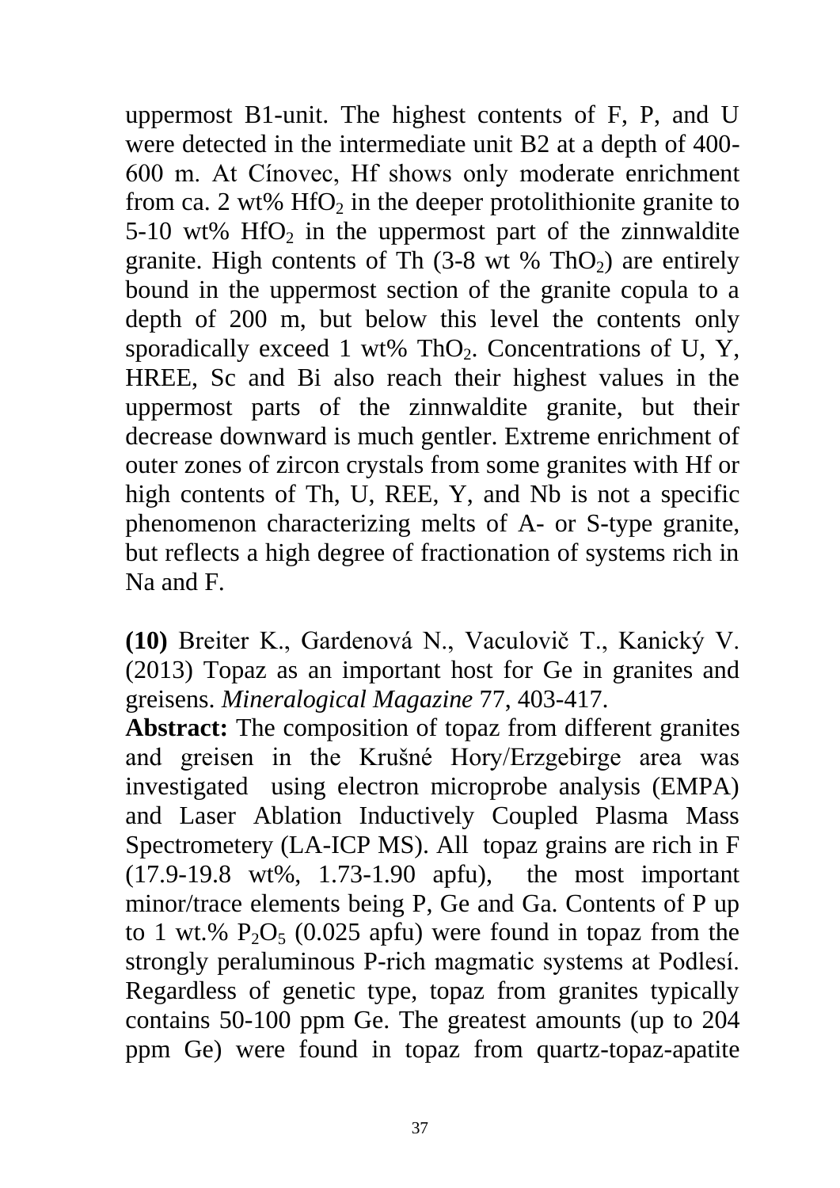uppermost B1-unit. The highest contents of F, P, and U were detected in the intermediate unit B2 at a depth of 400-600 m. At Cínovec, Hf shows only moderate enrichment from ca. 2 wt% $HfO_2$ in the deeper protolithionite granite to 5-10 wt% $HfO_2$ in the uppermost part of the zinnwaldite granite. High contents of Th (3-8 wt % $ThO_2$) are entirely bound in the uppermost section of the granite copula to a depth of 200 m, but below this level the contents only sporadically exceed 1 wt% $ThO_2$. Concentrations of U, Y, HREE, Sc and Bi also reach their highest values in the uppermost parts of the zinnwaldite granite, but their decrease downward is much gentler. Extreme enrichment of outer zones of zircon crystals from some granites with Hf or high contents of Th, U, REE, Y, and Nb is not a specific phenomenon characterizing melts of A- or S-type granite, but reflects a high degree of fractionation of systems rich in Na and F.

**(10)** Breiter K., Gardenová N., Vaculovič T., Kanický V. (2013) Topaz as an important host for Ge in granites and greisens. *Mineralogical Magazine* 77, 403-417.

**Abstract:** The composition of topaz from different granites and greisen in the Krušné Hory/Erzgebirge area was investigated using electron microprobe analysis (EMPA) and Laser Ablation Inductively Coupled Plasma Mass Spectrometery (LA-ICP MS). All topaz grains are rich in F (17.9-19.8 wt%, 1.73-1.90 apfu), the most important minor/trace elements being P, Ge and Ga. Contents of P up to 1 wt.% $P_2O_5$ (0.025 apfu) were found in topaz from the strongly peraluminous P-rich magmatic systems at Podlesí. Regardless of genetic type, topaz from granites typically contains 50-100 ppm Ge. The greatest amounts (up to 204 ppm Ge) were found in topaz from quartz-topaz-apatite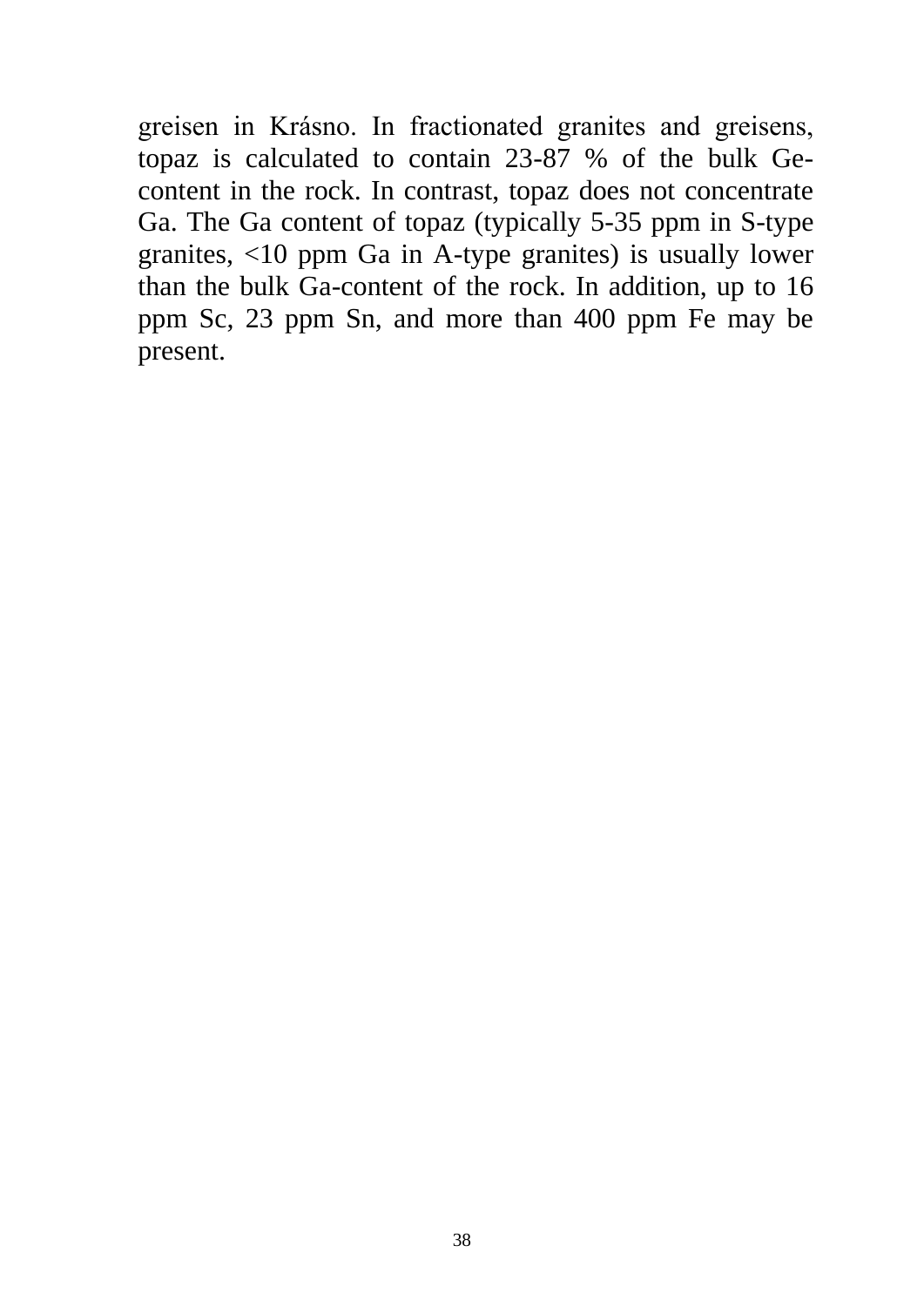greisen in Krásno. In fractionated granites and greisens, topaz is calculated to contain 23-87 % of the bulk Ge-content in the rock. In contrast, topaz does not concentrate Ga. The Ga content of topaz (typically 5-35 ppm in S-type granites, <10 ppm Ga in A-type granites) is usually lower than the bulk Ga-content of the rock. In addition, up to 16 ppm Sc, 23 ppm Sn, and more than 400 ppm Fe may be present.